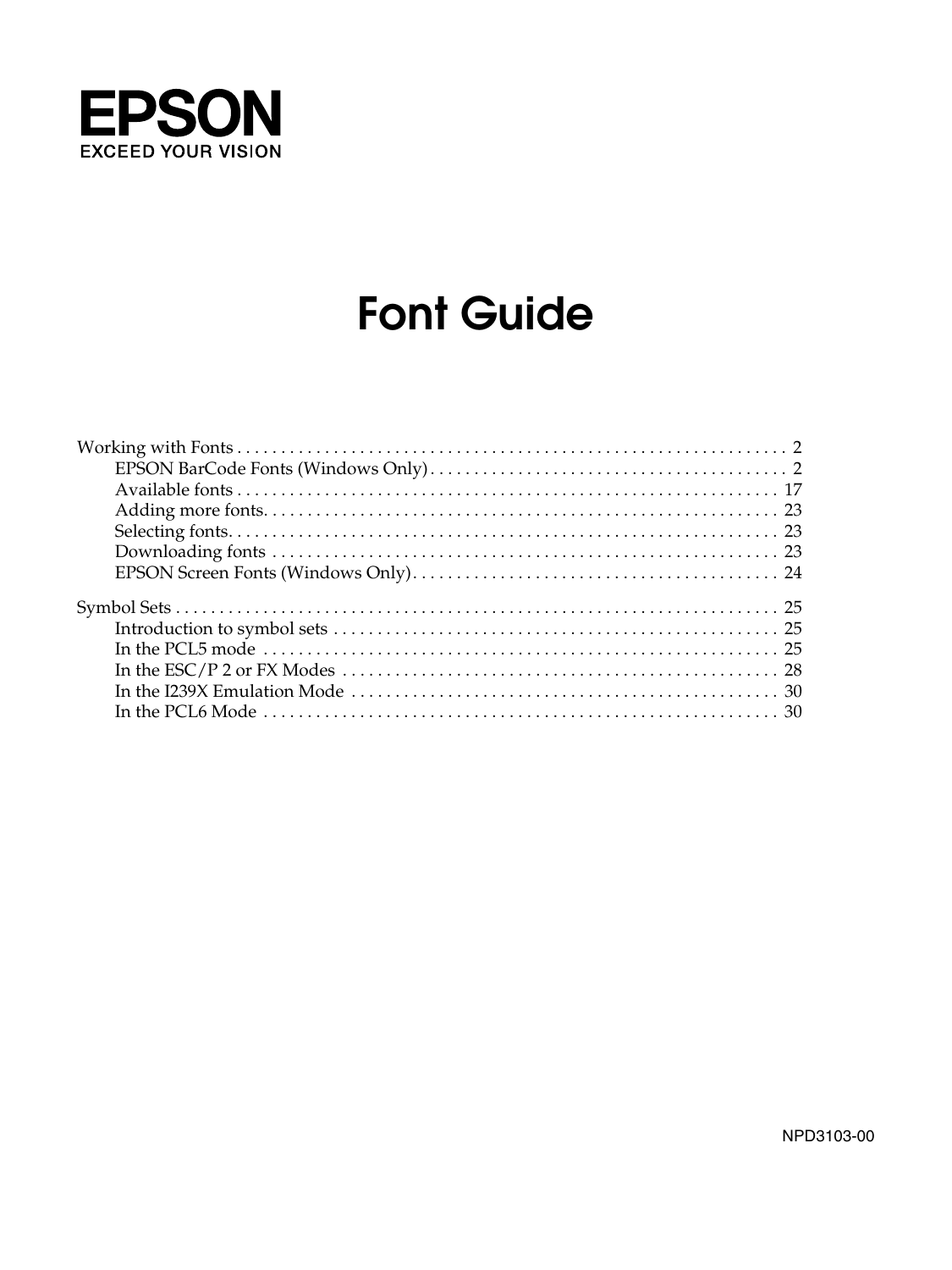EPSON

EXCEED YOUR VISION

# Font Guide

Working with Fonts . . . . . . . . . . . . . . . . . . . . . . . . . . . . . . . . . . . . . . . . . . . . . . . . . . . . . . . . . . . . . 2
- EPSON BarCode Fonts (Windows Only) . . . . . . . . . . . . . . . . . . . . . . . . . . . . . . . . . . . . . . . . . 2
- Available fonts . . . . . . . . . . . . . . . . . . . . . . . . . . . . . . . . . . . . . . . . . . . . . . . . . . . . . . . . . . . . . . 17
- Adding more fonts. . . . . . . . . . . . . . . . . . . . . . . . . . . . . . . . . . . . . . . . . . . . . . . . . . . . . . . . . . 23
- Selecting fonts. . . . . . . . . . . . . . . . . . . . . . . . . . . . . . . . . . . . . . . . . . . . . . . . . . . . . . . . . . . . . . 23
- Downloading fonts . . . . . . . . . . . . . . . . . . . . . . . . . . . . . . . . . . . . . . . . . . . . . . . . . . . . . . . . . . 23
- EPSON Screen Fonts (Windows Only) . . . . . . . . . . . . . . . . . . . . . . . . . . . . . . . . . . . . . . . . . . 24

Symbol Sets . . . . . . . . . . . . . . . . . . . . . . . . . . . . . . . . . . . . . . . . . . . . . . . . . . . . . . . . . . . . . . . . . . . . 25
- Introduction to symbol sets . . . . . . . . . . . . . . . . . . . . . . . . . . . . . . . . . . . . . . . . . . . . . . . . . . . 25
- In the PCL5 mode . . . . . . . . . . . . . . . . . . . . . . . . . . . . . . . . . . . . . . . . . . . . . . . . . . . . . . . . . . . 25
- In the ESC/P 2 or FX Modes . . . . . . . . . . . . . . . . . . . . . . . . . . . . . . . . . . . . . . . . . . . . . . . . . . 28
- In the I239X Emulation Mode . . . . . . . . . . . . . . . . . . . . . . . . . . . . . . . . . . . . . . . . . . . . . . . . . 30
- In the PCL6 Mode . . . . . . . . . . . . . . . . . . . . . . . . . . . . . . . . . . . . . . . . . . . . . . . . . . . . . . . . . . . 30

NPD3103-00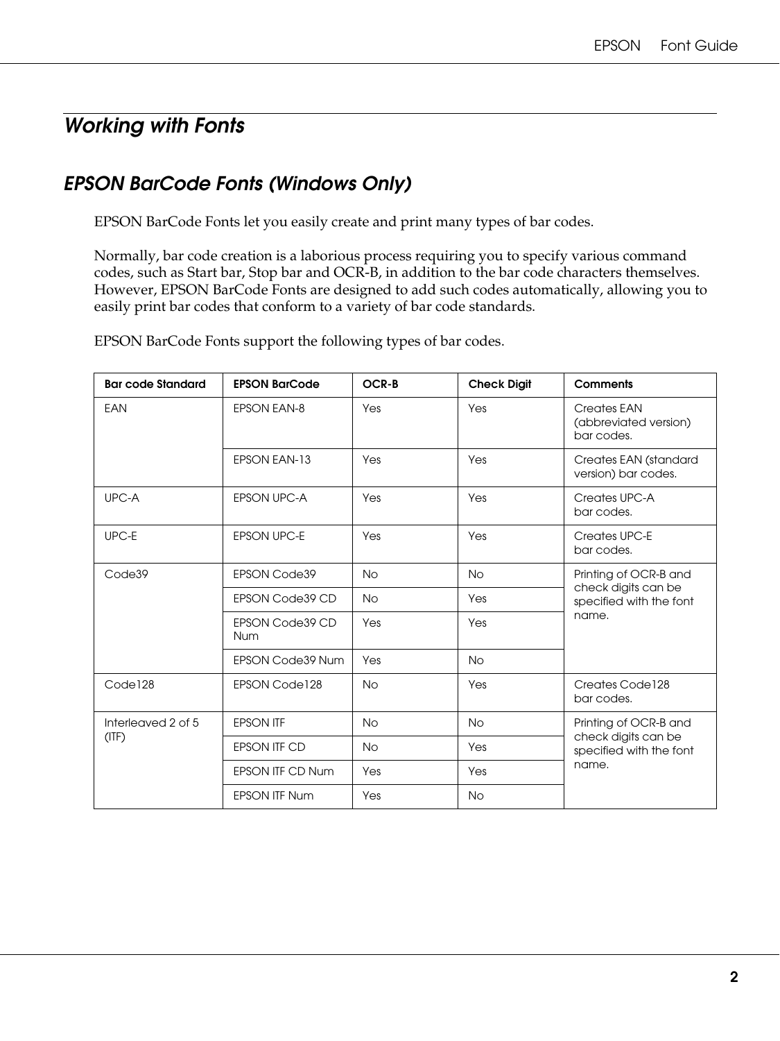# Working with Fonts

## EPSON BarCode Fonts (Windows Only)

EPSON BarCode Fonts let you easily create and print many types of bar codes.

Normally, bar code creation is a laborious process requiring you to specify various command codes, such as Start bar, Stop bar and OCR-B, in addition to the bar code characters themselves. However, EPSON BarCode Fonts are designed to add such codes automatically, allowing you to easily print bar codes that conform to a variety of bar code standards.

EPSON BarCode Fonts support the following types of bar codes.

| Bar code Standard | EPSON BarCode | OCR-B | Check Digit | Comments |
|---|---|---|---|---|
| EAN | EPSON EAN-8 | Yes | Yes | Creates EAN (abbreviated version) bar codes. |
| | EPSON EAN-13 | Yes | Yes | Creates EAN (standard version) bar codes. |
| UPC-A | EPSON UPC-A | Yes | Yes | Creates UPC-A bar codes. |
| UPC-E | EPSON UPC-E | Yes | Yes | Creates UPC-E bar codes. |
| Code39 | EPSON Code39 | No | No | Printing of OCR-B and check digits can be specified with the font name. |
| | EPSON Code39 CD | No | Yes | |
| | EPSON Code39 CD Num | Yes | Yes | |
| | EPSON Code39 Num | Yes | No | |
| Code128 | EPSON Code128 | No | Yes | Creates Code128 bar codes. |
| Interleaved 2 of 5 (ITF) | EPSON ITF | No | No | Printing of OCR-B and check digits can be specified with the font name. |
| | EPSON ITF CD | No | Yes | |
| | EPSON ITF CD Num | Yes | Yes | |
| | EPSON ITF Num | Yes | No | |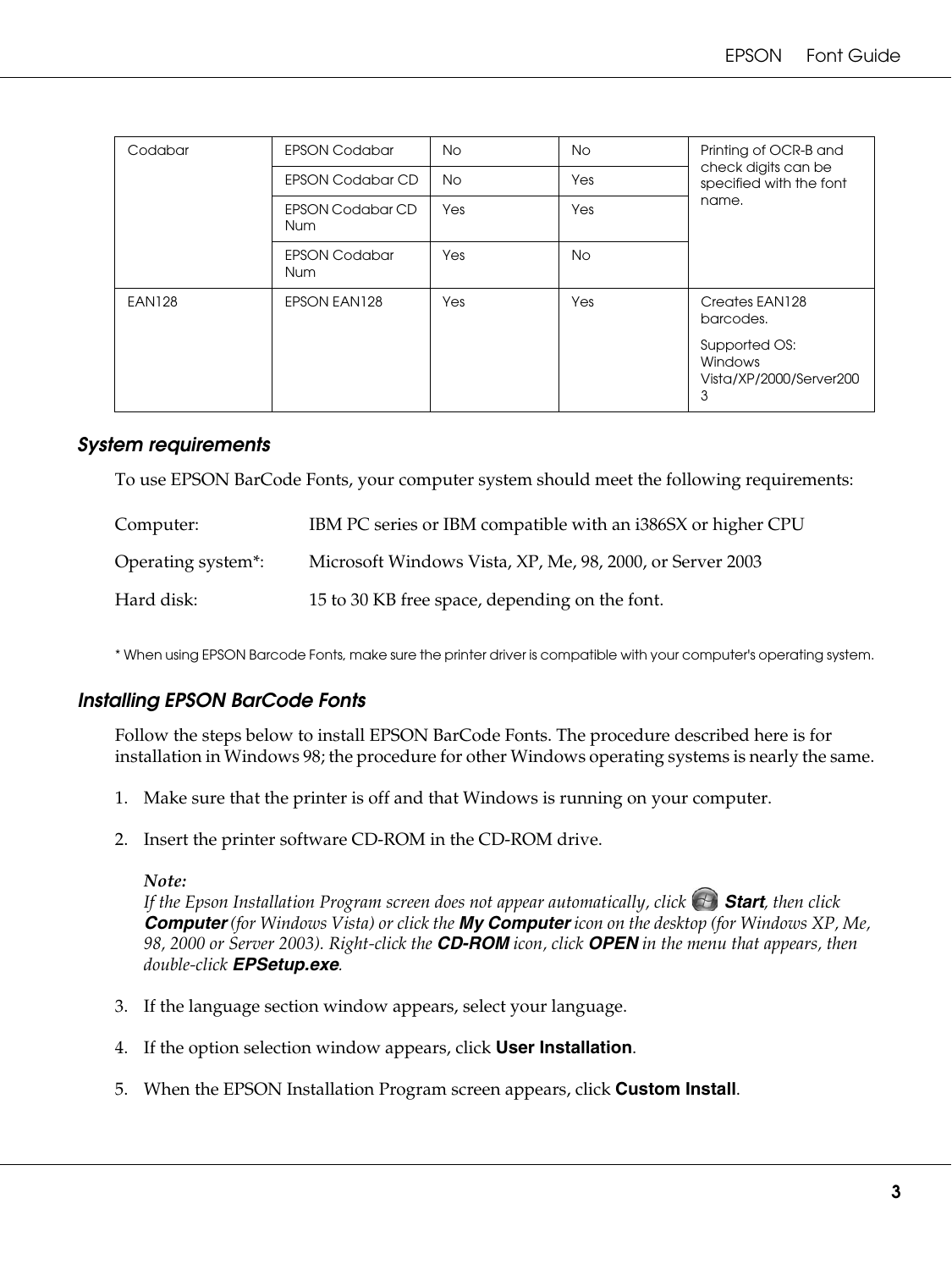| Codabar | EPSON Codabar | No | No | Printing of OCR-B and check digits can be specified with the font name. |
|---|---|---|---|---|
| | EPSON Codabar CD | No | Yes | |
| | EPSON Codabar CD Num | Yes | Yes | |
| | EPSON Codabar Num | Yes | No | |
| EAN128 | EPSON EAN128 | Yes | Yes | Creates EAN128 barcodes.<br>Supported OS: Windows Vista/XP/2000/Server2003 |

### System requirements

To use EPSON BarCode Fonts, your computer system should meet the following requirements:

| | |
|---|---|
| Computer: | IBM PC series or IBM compatible with an i386SX or higher CPU |
| Operating system*: | Microsoft Windows Vista, XP, Me, 98, 2000, or Server 2003 |
| Hard disk: | 15 to 30 KB free space, depending on the font. |

\* When using EPSON Barcode Fonts, make sure the printer driver is compatible with your computer's operating system.

### Installing EPSON BarCode Fonts

Follow the steps below to install EPSON BarCode Fonts. The procedure described here is for installation in Windows 98; the procedure for other Windows operating systems is nearly the same.

1. Make sure that the printer is off and that Windows is running on your computer.

2. Insert the printer software CD-ROM in the CD-ROM drive.

   ***Note:***
   *If the Epson Installation Program screen does not appear automatically, click* ***Start****, then click* ***Computer*** *(for Windows Vista) or click the* ***My Computer*** *icon on the desktop (for Windows XP, Me, 98, 2000 or Server 2003). Right-click the* ***CD-ROM*** *icon, click* ***OPEN*** *in the menu that appears, then double-click* ***EPSetup.exe****.*

3. If the language section window appears, select your language.

4. If the option selection window appears, click **User Installation**.

5. When the EPSON Installation Program screen appears, click **Custom Install**.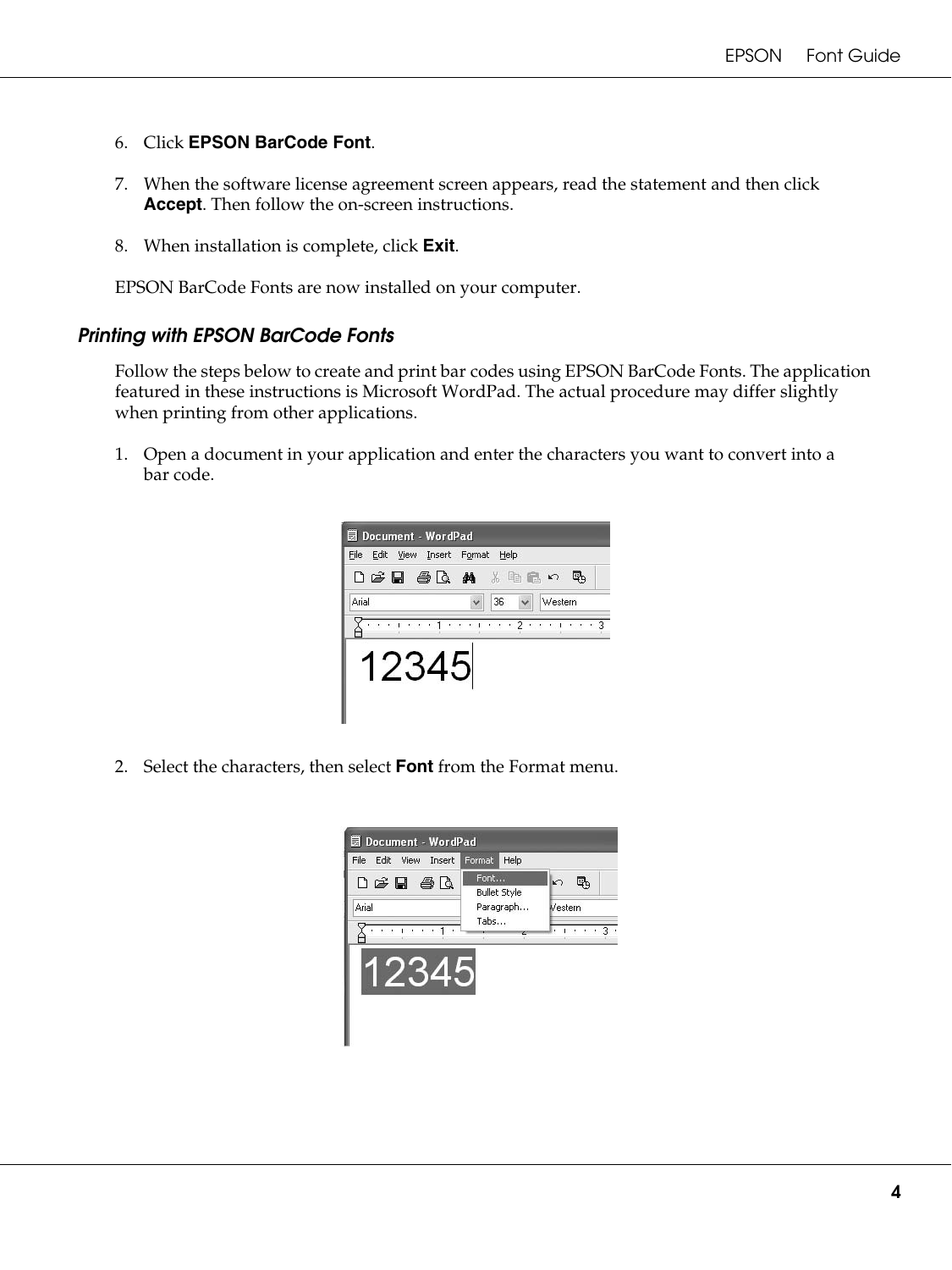6. Click **EPSON BarCode Font**.

7. When the software license agreement screen appears, read the statement and then click **Accept**. Then follow the on-screen instructions.

8. When installation is complete, click **Exit**.

EPSON BarCode Fonts are now installed on your computer.

### *Printing with EPSON BarCode Fonts*

Follow the steps below to create and print bar codes using EPSON BarCode Fonts. The application featured in these instructions is Microsoft WordPad. The actual procedure may differ slightly when printing from other applications.

1. Open a document in your application and enter the characters you want to convert into a bar code.

2. Select the characters, then select **Font** from the Format menu.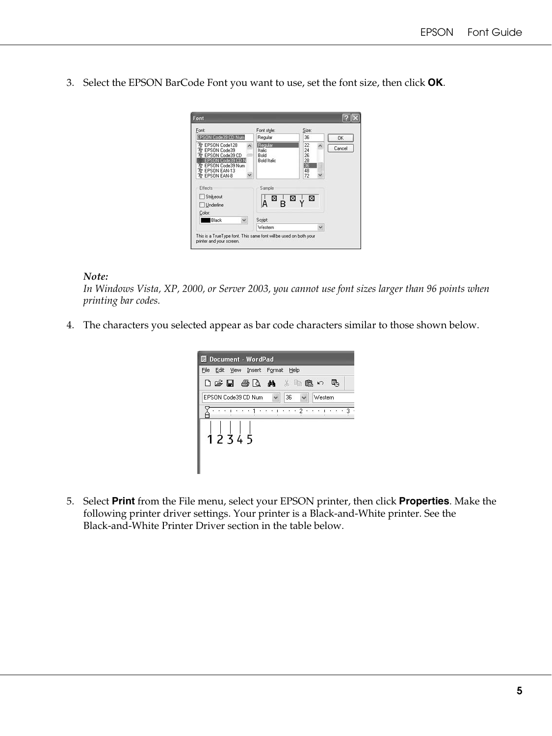3. Select the EPSON BarCode Font you want to use, set the font size, then click **OK**.

*Note:*
*In Windows Vista, XP, 2000, or Server 2003, you cannot use font sizes larger than 96 points when printing bar codes.*

4. The characters you selected appear as bar code characters similar to those shown below.

5. Select **Print** from the File menu, select your EPSON printer, then click **Properties**. Make the following printer driver settings. Your printer is a Black-and-White printer. See the Black-and-White Printer Driver section in the table below.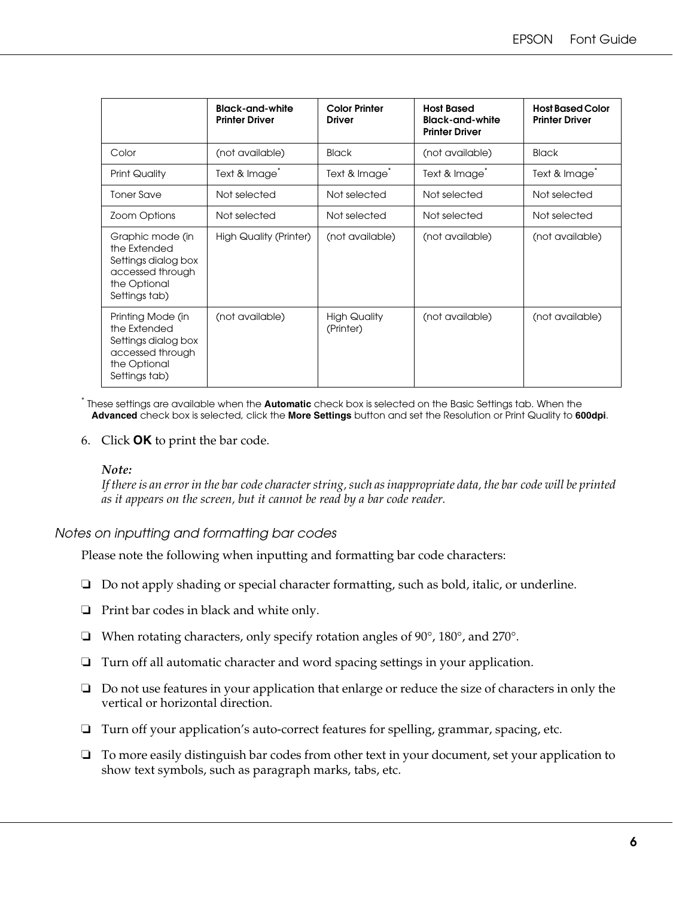| | Black-and-white Printer Driver | Color Printer Driver | Host Based Black-and-white Printer Driver | Host Based Color Printer Driver |
|---|---|---|---|---|
| Color | (not available) | Black | (not available) | Black |
| Print Quality | Text & Image* | Text & Image* | Text & Image* | Text & Image* |
| Toner Save | Not selected | Not selected | Not selected | Not selected |
| Zoom Options | Not selected | Not selected | Not selected | Not selected |
| Graphic mode (in the Extended Settings dialog box accessed through the Optional Settings tab) | High Quality (Printer) | (not available) | (not available) | (not available) |
| Printing Mode (in the Extended Settings dialog box accessed through the Optional Settings tab) | (not available) | High Quality (Printer) | (not available) | (not available) |

* These settings are available when the **Automatic** check box is selected on the Basic Settings tab. When the **Advanced** check box is selected, click the **More Settings** button and set the Resolution or Print Quality to **600dpi**.

6. Click **OK** to print the bar code.

   ***Note:***
   *If there is an error in the bar code character string, such as inappropriate data, the bar code will be printed as it appears on the screen, but it cannot be read by a bar code reader.*

### *Notes on inputting and formatting bar codes*

Please note the following when inputting and formatting bar code characters:

- Do not apply shading or special character formatting, such as bold, italic, or underline.
- Print bar codes in black and white only.
- When rotating characters, only specify rotation angles of 90°, 180°, and 270°.
- Turn off all automatic character and word spacing settings in your application.
- Do not use features in your application that enlarge or reduce the size of characters in only the vertical or horizontal direction.
- Turn off your application's auto-correct features for spelling, grammar, spacing, etc.
- To more easily distinguish bar codes from other text in your document, set your application to show text symbols, such as paragraph marks, tabs, etc.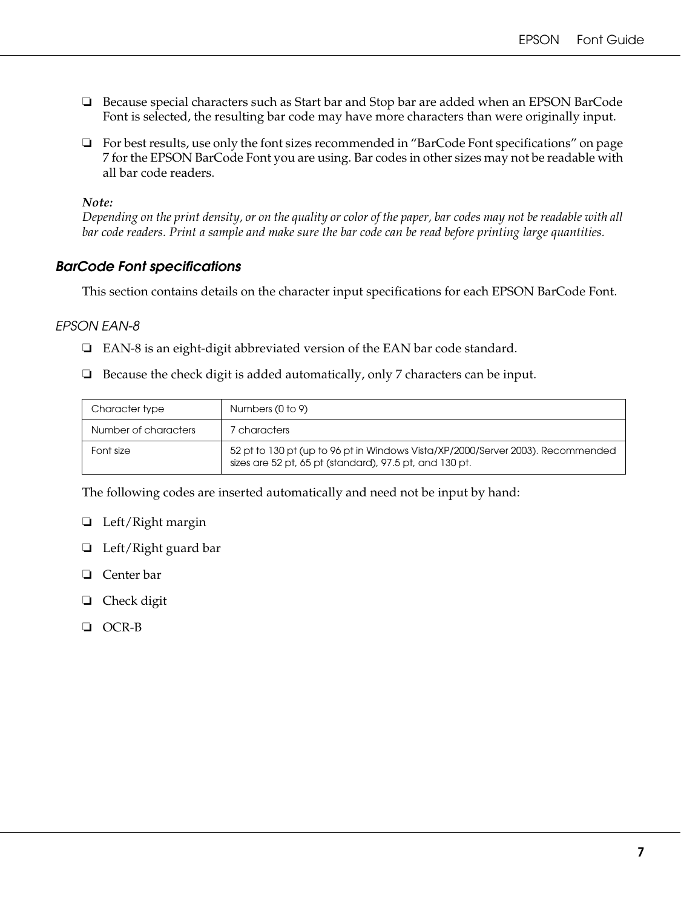- ❏ Because special characters such as Start bar and Stop bar are added when an EPSON BarCode Font is selected, the resulting bar code may have more characters than were originally input.
- ❏ For best results, use only the font sizes recommended in "BarCode Font specifications" on page 7 for the EPSON BarCode Font you are using. Bar codes in other sizes may not be readable with all bar code readers.

***Note:***
*Depending on the print density, or on the quality or color of the paper, bar codes may not be readable with all bar code readers. Print a sample and make sure the bar code can be read before printing large quantities.*

### *BarCode Font specifications*

This section contains details on the character input specifications for each EPSON BarCode Font.

#### *EPSON EAN-8*

- ❏ EAN-8 is an eight-digit abbreviated version of the EAN bar code standard.
- ❏ Because the check digit is added automatically, only 7 characters can be input.

| Character type | Numbers (0 to 9) |
|---|---|
| Number of characters | 7 characters |
| Font size | 52 pt to 130 pt (up to 96 pt in Windows Vista/XP/2000/Server 2003). Recommended sizes are 52 pt, 65 pt (standard), 97.5 pt, and 130 pt. |

The following codes are inserted automatically and need not be input by hand:

- ❏ Left/Right margin
- ❏ Left/Right guard bar
- ❏ Center bar
- ❏ Check digit
- ❏ OCR-B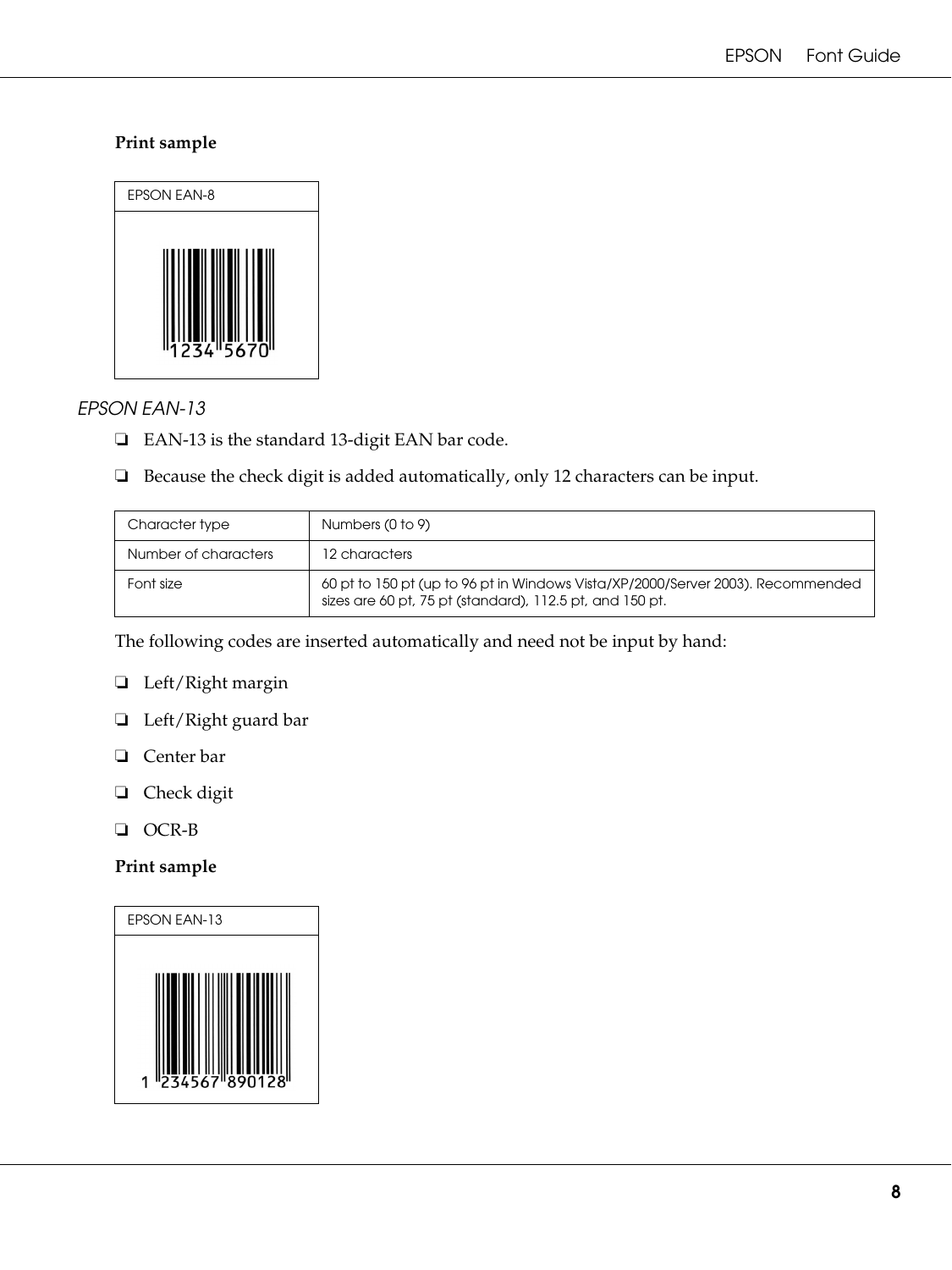**Print sample**

| EPSON EAN-8 |
| --- |
| 1234 5670 |

### *EPSON EAN-13*

- EAN-13 is the standard 13-digit EAN bar code.
- Because the check digit is added automatically, only 12 characters can be input.

| Character type | Numbers (0 to 9) |
| --- | --- |
| Number of characters | 12 characters |
| Font size | 60 pt to 150 pt (up to 96 pt in Windows Vista/XP/2000/Server 2003). Recommended sizes are 60 pt, 75 pt (standard), 112.5 pt, and 150 pt. |

The following codes are inserted automatically and need not be input by hand:

- Left/Right margin
- Left/Right guard bar
- Center bar
- Check digit
- OCR-B

**Print sample**

| EPSON EAN-13 |
| --- |
| 1 234567 890128 |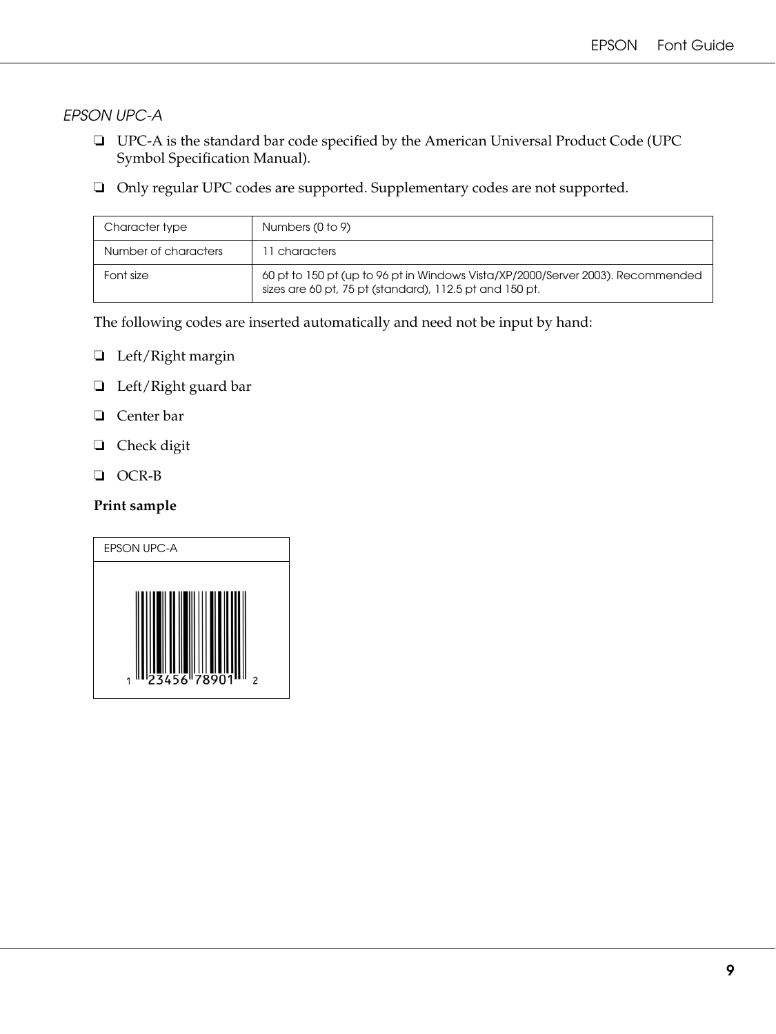### *EPSON UPC-A*

- UPC-A is the standard bar code specified by the American Universal Product Code (UPC Symbol Specification Manual).
- Only regular UPC codes are supported. Supplementary codes are not supported.

| Character type | Numbers (0 to 9) |
|---|---|
| Number of characters | 11 characters |
| Font size | 60 pt to 150 pt (up to 96 pt in Windows Vista/XP/2000/Server 2003). Recommended sizes are 60 pt, 75 pt (standard), 112.5 pt and 150 pt. |

The following codes are inserted automatically and need not be input by hand:

- Left/Right margin
- Left/Right guard bar
- Center bar
- Check digit
- OCR-B

**Print sample**

| EPSON UPC-A |
|---|
| 1 23456 78901 2 |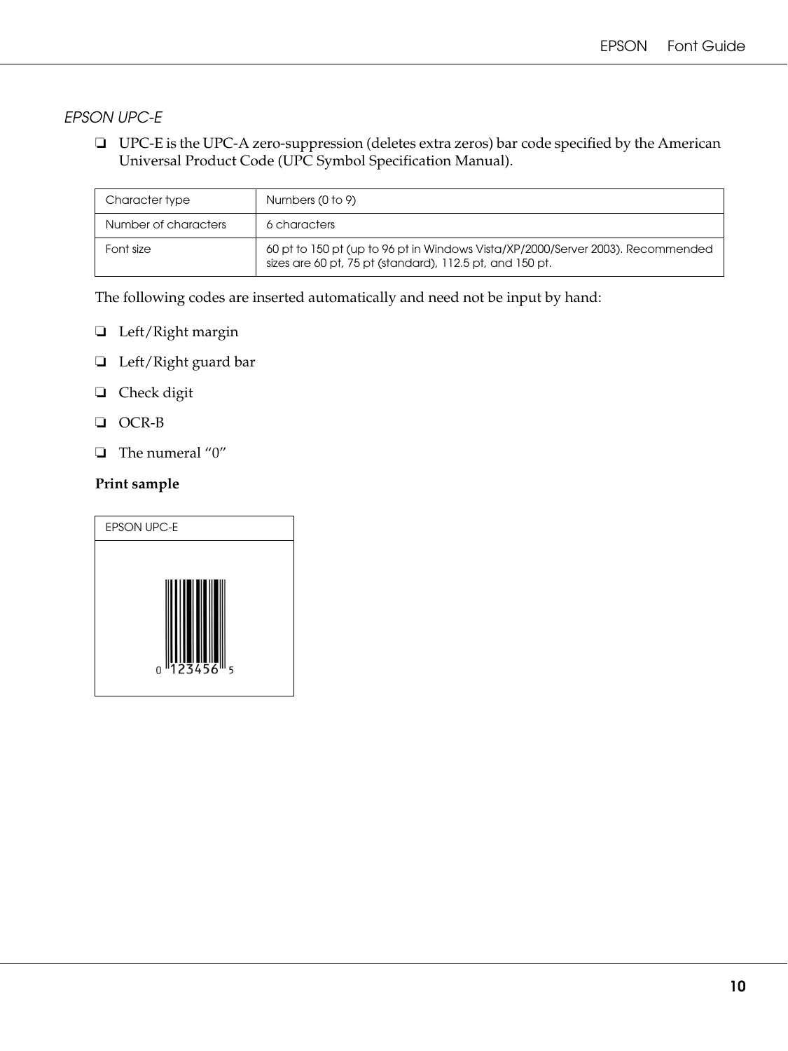### *EPSON UPC-E*

- UPC-E is the UPC-A zero-suppression (deletes extra zeros) bar code specified by the American Universal Product Code (UPC Symbol Specification Manual).

| Character type | Numbers (0 to 9) |
|---|---|
| Number of characters | 6 characters |
| Font size | 60 pt to 150 pt (up to 96 pt in Windows Vista/XP/2000/Server 2003). Recommended sizes are 60 pt, 75 pt (standard), 112.5 pt, and 150 pt. |

The following codes are inserted automatically and need not be input by hand:

- Left/Right margin
- Left/Right guard bar
- Check digit
- OCR-B
- The numeral "0"

**Print sample**

EPSON UPC-E

0 123456 5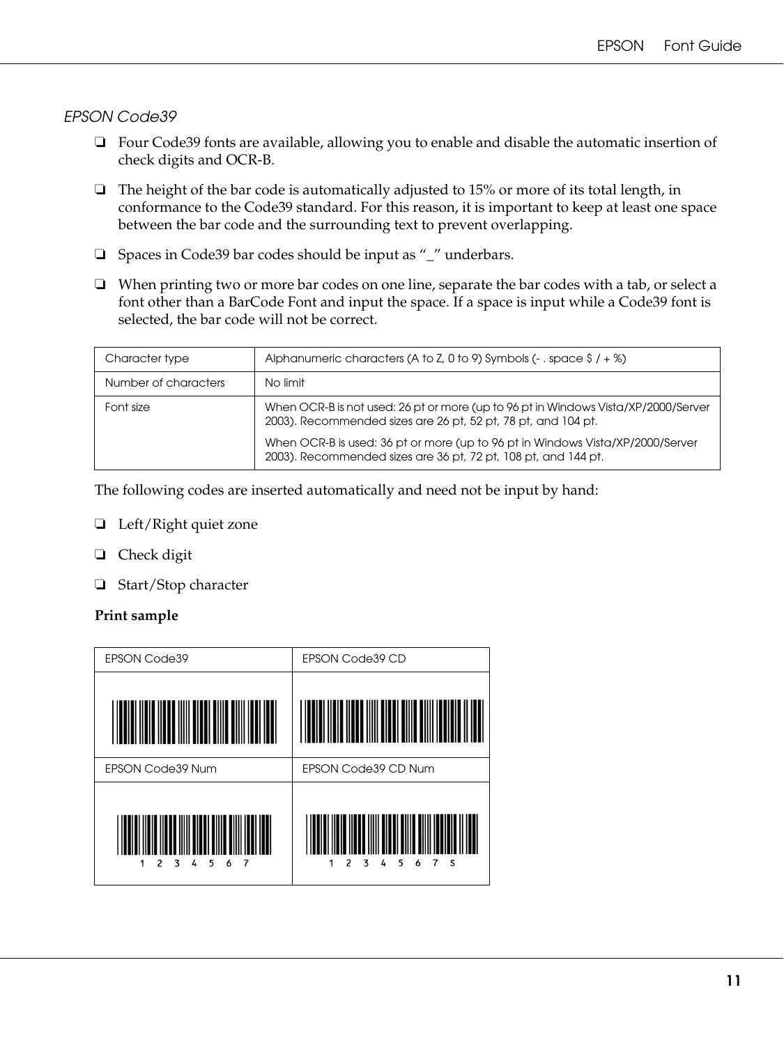### *EPSON Code39*

- ❏ Four Code39 fonts are available, allowing you to enable and disable the automatic insertion of check digits and OCR-B.
- ❏ The height of the bar code is automatically adjusted to 15% or more of its total length, in conformance to the Code39 standard. For this reason, it is important to keep at least one space between the bar code and the surrounding text to prevent overlapping.
- ❏ Spaces in Code39 bar codes should be input as "_" underbars.
- ❏ When printing two or more bar codes on one line, separate the bar codes with a tab, or select a font other than a BarCode Font and input the space. If a space is input while a Code39 font is selected, the bar code will not be correct.

| Character type | Alphanumeric characters (A to Z, 0 to 9) Symbols (- . space $ / + %) |
|---|---|
| Number of characters | No limit |
| Font size | When OCR-B is not used: 26 pt or more (up to 96 pt in Windows Vista/XP/2000/Server 2003). Recommended sizes are 26 pt, 52 pt, 78 pt, and 104 pt.<br><br>When OCR-B is used: 36 pt or more (up to 96 pt in Windows Vista/XP/2000/Server 2003). Recommended sizes are 36 pt, 72 pt, 108 pt, and 144 pt. |

The following codes are inserted automatically and need not be input by hand:

- ❏ Left/Right quiet zone
- ❏ Check digit
- ❏ Start/Stop character

**Print sample**

| EPSON Code39 | EPSON Code39 CD |
|---|---|
| | |
| **EPSON Code39 Num** | **EPSON Code39 CD Num** |
| 1 2 3 4 5 6 7 | 1 2 3 4 5 6 7 S |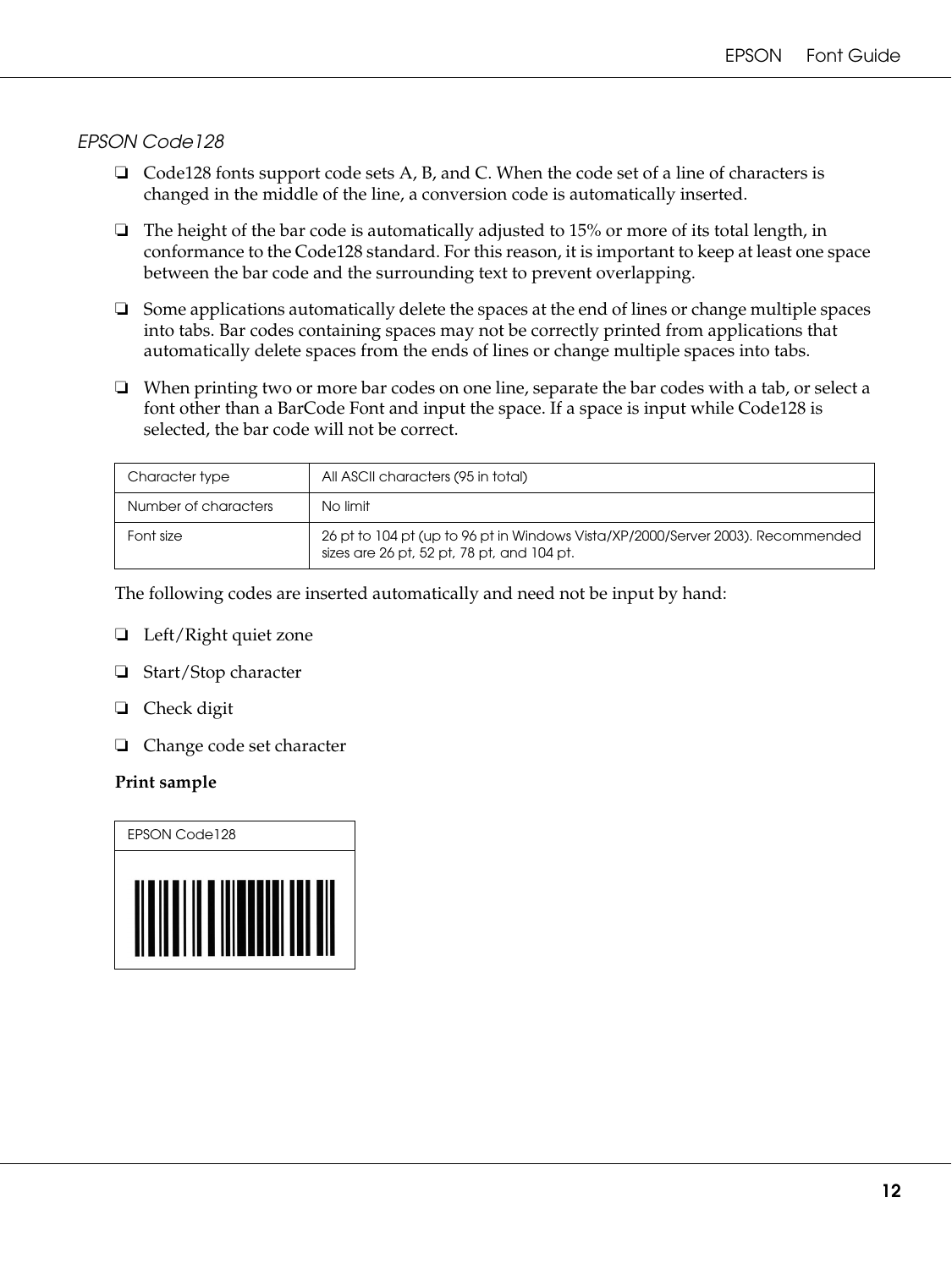### *EPSON Code128*

- Code128 fonts support code sets A, B, and C. When the code set of a line of characters is changed in the middle of the line, a conversion code is automatically inserted.
- The height of the bar code is automatically adjusted to 15% or more of its total length, in conformance to the Code128 standard. For this reason, it is important to keep at least one space between the bar code and the surrounding text to prevent overlapping.
- Some applications automatically delete the spaces at the end of lines or change multiple spaces into tabs. Bar codes containing spaces may not be correctly printed from applications that automatically delete spaces from the ends of lines or change multiple spaces into tabs.
- When printing two or more bar codes on one line, separate the bar codes with a tab, or select a font other than a BarCode Font and input the space. If a space is input while Code128 is selected, the bar code will not be correct.

| Character type | All ASCII characters (95 in total) |
|---|---|
| Number of characters | No limit |
| Font size | 26 pt to 104 pt (up to 96 pt in Windows Vista/XP/2000/Server 2003). Recommended sizes are 26 pt, 52 pt, 78 pt, and 104 pt. |

The following codes are inserted automatically and need not be input by hand:

- Left/Right quiet zone
- Start/Stop character
- Check digit
- Change code set character

**Print sample**

| EPSON Code128 |
|---|
| |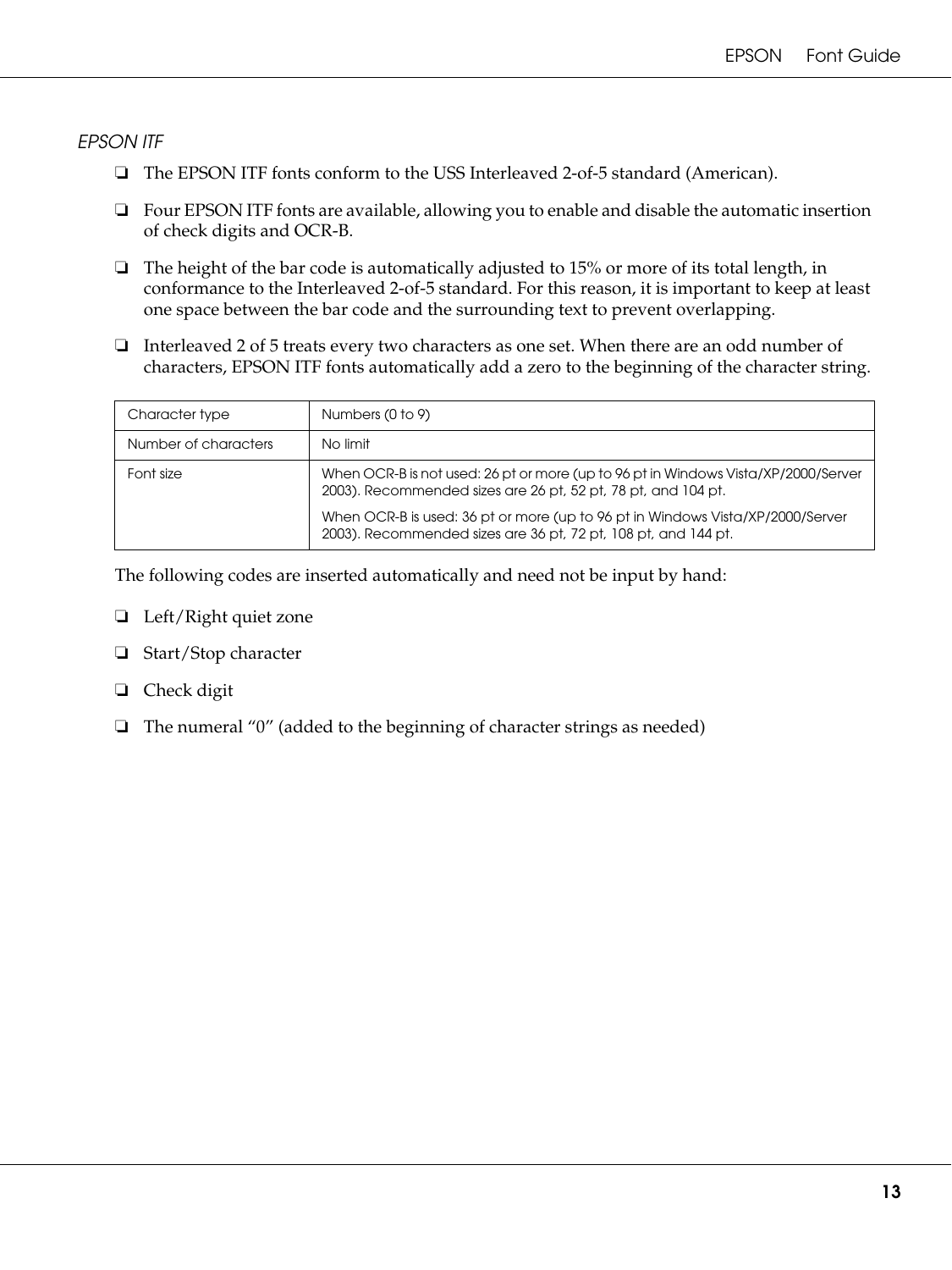*EPSON ITF*

- The EPSON ITF fonts conform to the USS Interleaved 2-of-5 standard (American).
- Four EPSON ITF fonts are available, allowing you to enable and disable the automatic insertion of check digits and OCR-B.
- The height of the bar code is automatically adjusted to 15% or more of its total length, in conformance to the Interleaved 2-of-5 standard. For this reason, it is important to keep at least one space between the bar code and the surrounding text to prevent overlapping.
- Interleaved 2 of 5 treats every two characters as one set. When there are an odd number of characters, EPSON ITF fonts automatically add a zero to the beginning of the character string.

| Character type | Numbers (0 to 9) |
|---|---|
| Number of characters | No limit |
| Font size | When OCR-B is not used: 26 pt or more (up to 96 pt in Windows Vista/XP/2000/Server 2003). Recommended sizes are 26 pt, 52 pt, 78 pt, and 104 pt.<br><br>When OCR-B is used: 36 pt or more (up to 96 pt in Windows Vista/XP/2000/Server 2003). Recommended sizes are 36 pt, 72 pt, 108 pt, and 144 pt. |

The following codes are inserted automatically and need not be input by hand:

- Left/Right quiet zone
- Start/Stop character
- Check digit
- The numeral “0” (added to the beginning of character strings as needed)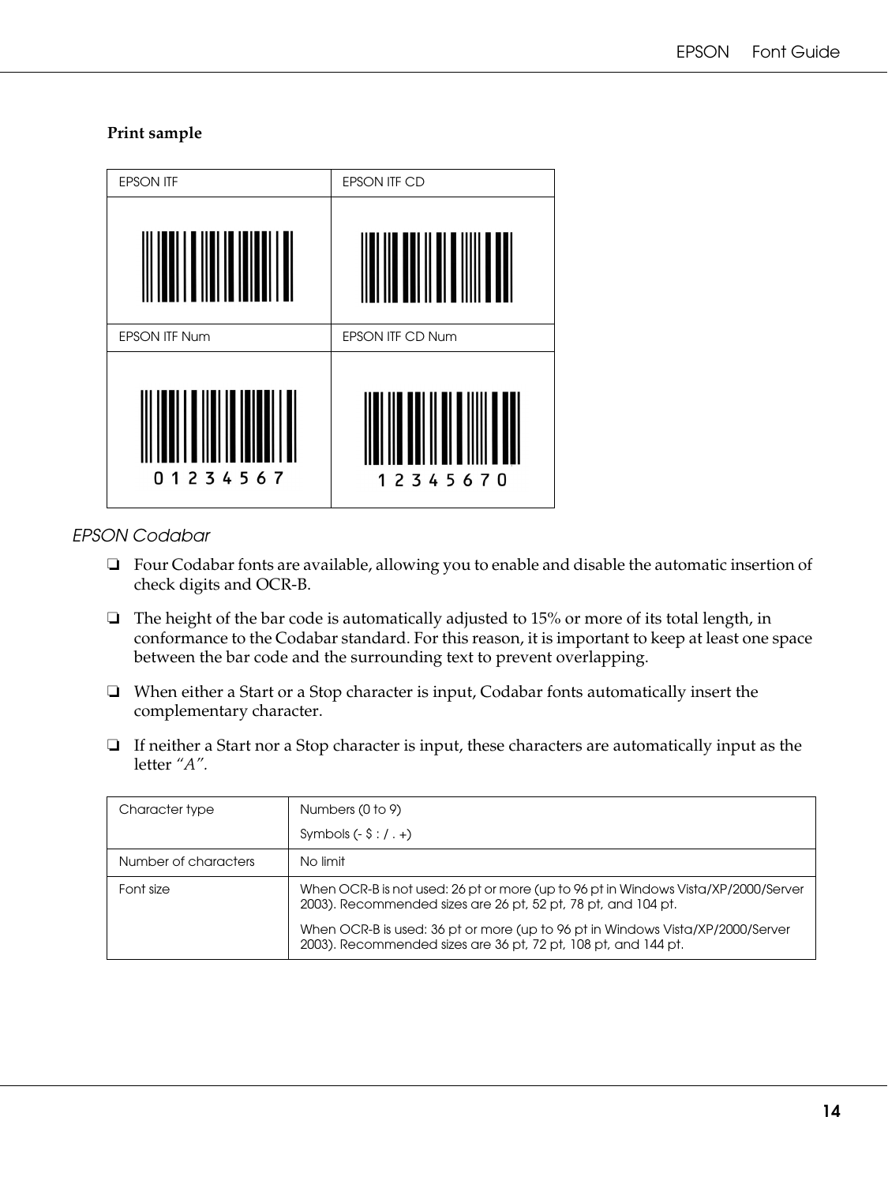**Print sample**

| EPSON ITF | EPSON ITF CD |
|---|---|
| | |
| EPSON ITF Num | EPSON ITF CD Num |
| 0 1 2 3 4 5 6 7 | 1 2 3 4 5 6 7 0 |

### EPSON Codabar

- Four Codabar fonts are available, allowing you to enable and disable the automatic insertion of check digits and OCR-B.
- The height of the bar code is automatically adjusted to 15% or more of its total length, in conformance to the Codabar standard. For this reason, it is important to keep at least one space between the bar code and the surrounding text to prevent overlapping.
- When either a Start or a Stop character is input, Codabar fonts automatically insert the complementary character.
- If neither a Start nor a Stop character is input, these characters are automatically input as the letter *"A"*.

| Character type | Numbers (0 to 9)<br>Symbols (- $ : / . +) |
|---|---|
| Number of characters | No limit |
| Font size | When OCR-B is not used: 26 pt or more (up to 96 pt in Windows Vista/XP/2000/Server 2003). Recommended sizes are 26 pt, 52 pt, 78 pt, and 104 pt.<br>When OCR-B is used: 36 pt or more (up to 96 pt in Windows Vista/XP/2000/Server 2003). Recommended sizes are 36 pt, 72 pt, 108 pt, and 144 pt. |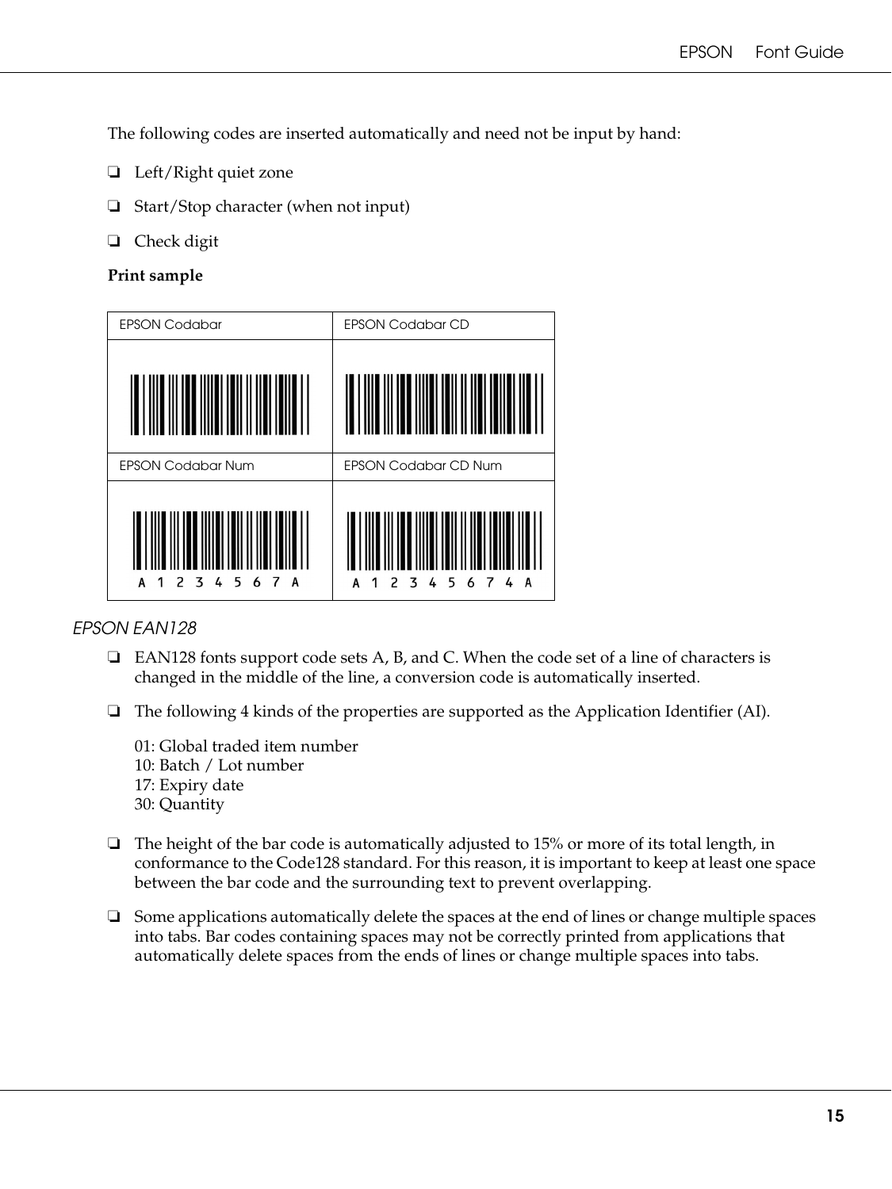The following codes are inserted automatically and need not be input by hand:

- Left/Right quiet zone
- Start/Stop character (when not input)
- Check digit

**Print sample**

| EPSON Codabar | EPSON Codabar CD |
|---|---|
| | |
| EPSON Codabar Num | EPSON Codabar CD Num |
| A 1 2 3 4 5 6 7 A | A 1 2 3 4 5 6 7 4 A |

### *EPSON EAN128*

- EAN128 fonts support code sets A, B, and C. When the code set of a line of characters is changed in the middle of the line, a conversion code is automatically inserted.
- The following 4 kinds of the properties are supported as the Application Identifier (AI).

  01: Global traded item number
  10: Batch / Lot number
  17: Expiry date
  30: Quantity

- The height of the bar code is automatically adjusted to 15% or more of its total length, in conformance to the Code128 standard. For this reason, it is important to keep at least one space between the bar code and the surrounding text to prevent overlapping.
- Some applications automatically delete the spaces at the end of lines or change multiple spaces into tabs. Bar codes containing spaces may not be correctly printed from applications that automatically delete spaces from the ends of lines or change multiple spaces into tabs.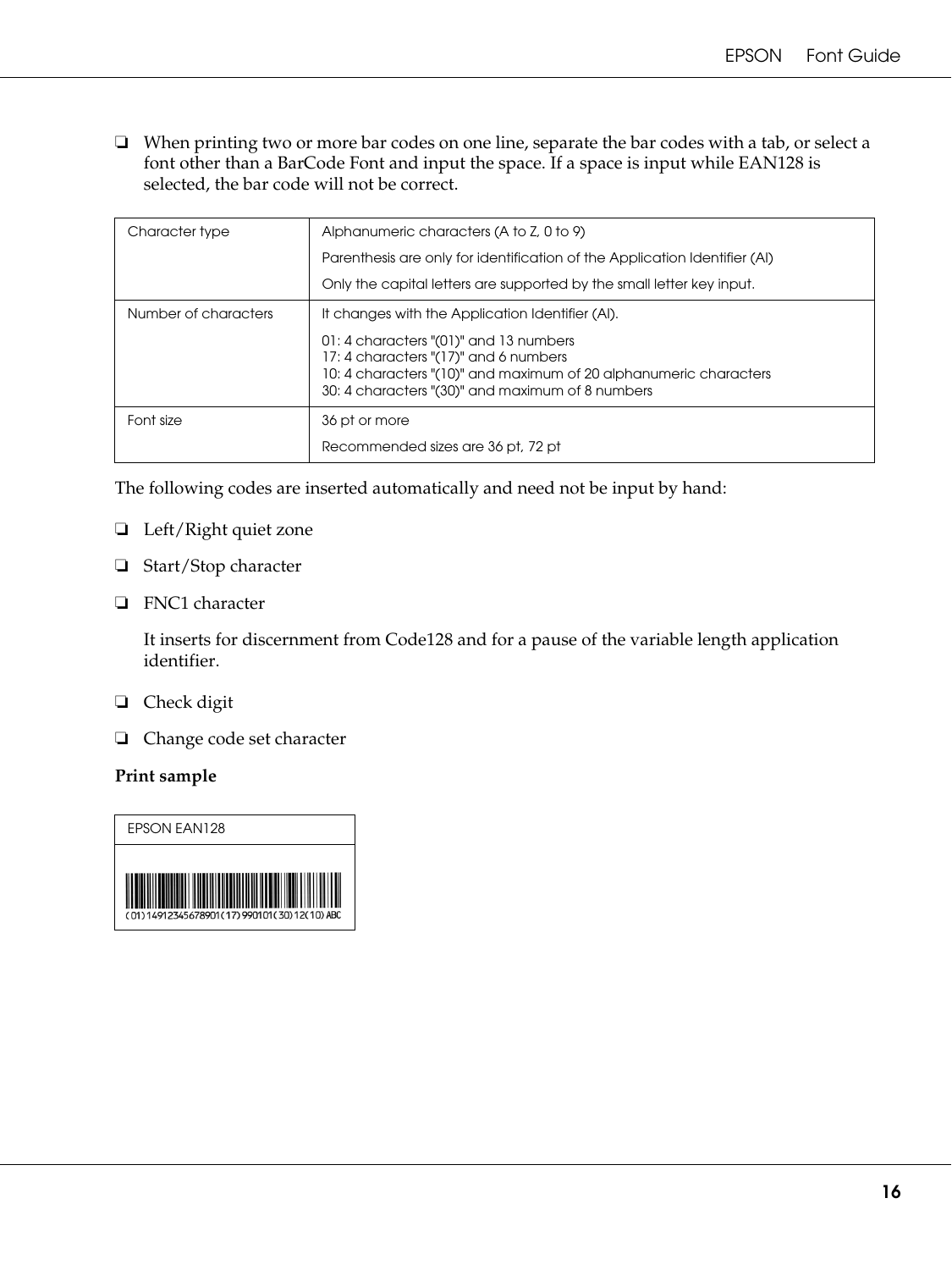- ❏ When printing two or more bar codes on one line, separate the bar codes with a tab, or select a font other than a BarCode Font and input the space. If a space is input while EAN128 is selected, the bar code will not be correct.

| | |
|---|---|
| Character type | Alphanumeric characters (A to Z, 0 to 9)<br>Parenthesis are only for identification of the Application Identifier (AI)<br>Only the capital letters are supported by the small letter key input. |
| Number of characters | It changes with the Application Identifier (AI).<br>01: 4 characters "(01)" and 13 numbers<br>17: 4 characters "(17)" and 6 numbers<br>10: 4 characters "(10)" and maximum of 20 alphanumeric characters<br>30: 4 characters "(30)" and maximum of 8 numbers |
| Font size | 36 pt or more<br>Recommended sizes are 36 pt, 72 pt |

The following codes are inserted automatically and need not be input by hand:

- ❏ Left/Right quiet zone
- ❏ Start/Stop character
- ❏ FNC1 character

  It inserts for discernment from Code128 and for a pause of the variable length application identifier.

- ❏ Check digit
- ❏ Change code set character

**Print sample**

| EPSON EAN128 |
|---|
| (01)14912345678901(17)990101(30)12(10)ABC |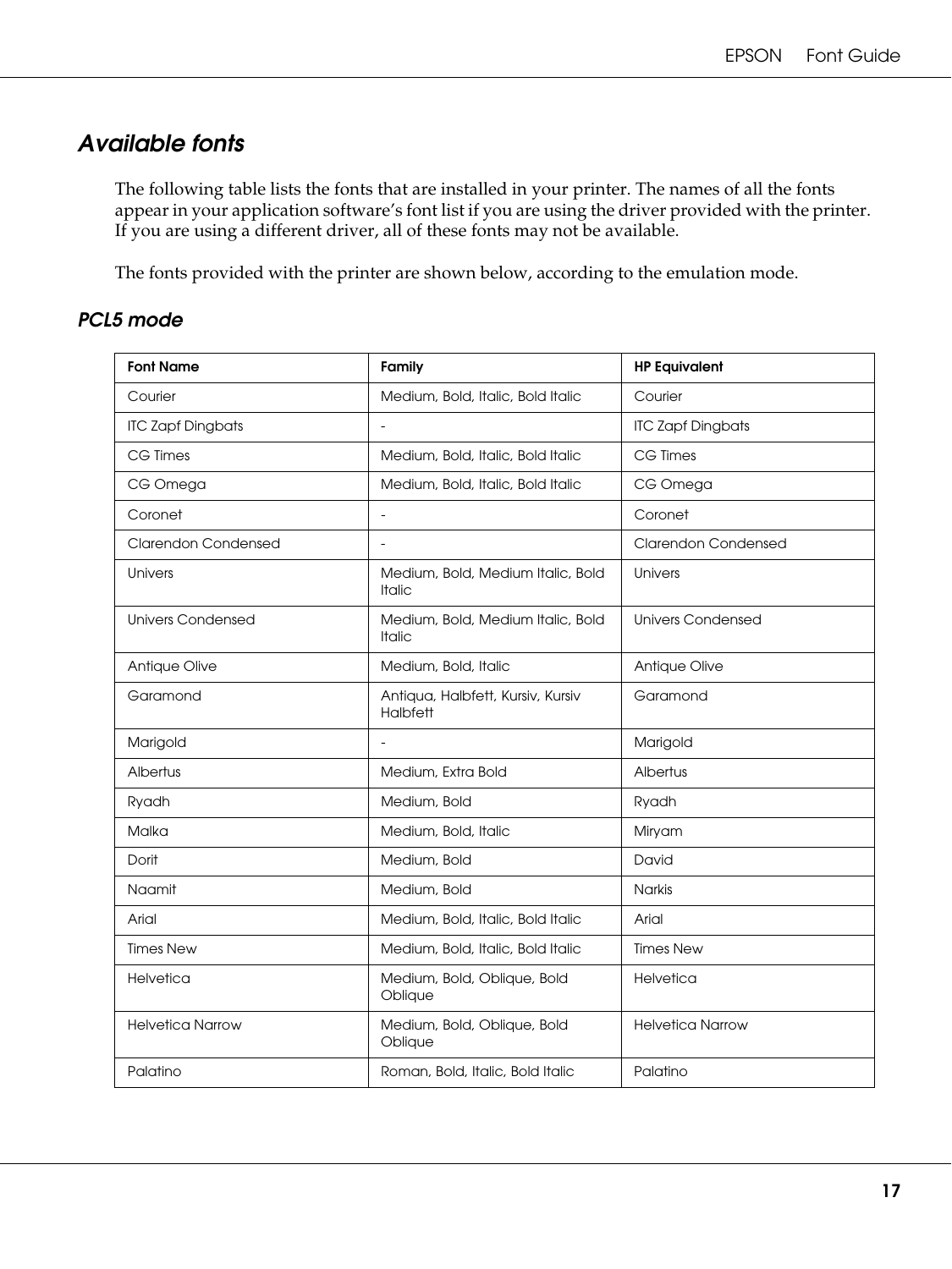## Available fonts

The following table lists the fonts that are installed in your printer. The names of all the fonts appear in your application software's font list if you are using the driver provided with the printer. If you are using a different driver, all of these fonts may not be available.

The fonts provided with the printer are shown below, according to the emulation mode.

### PCL5 mode

| Font Name | Family | HP Equivalent |
|---|---|---|
| Courier | Medium, Bold, Italic, Bold Italic | Courier |
| ITC Zapf Dingbats | - | ITC Zapf Dingbats |
| CG Times | Medium, Bold, Italic, Bold Italic | CG Times |
| CG Omega | Medium, Bold, Italic, Bold Italic | CG Omega |
| Coronet | - | Coronet |
| Clarendon Condensed | - | Clarendon Condensed |
| Univers | Medium, Bold, Medium Italic, Bold Italic | Univers |
| Univers Condensed | Medium, Bold, Medium Italic, Bold Italic | Univers Condensed |
| Antique Olive | Medium, Bold, Italic | Antique Olive |
| Garamond | Antiqua, Halbfett, Kursiv, Kursiv Halbfett | Garamond |
| Marigold | - | Marigold |
| Albertus | Medium, Extra Bold | Albertus |
| Ryadh | Medium, Bold | Ryadh |
| Malka | Medium, Bold, Italic | Miryam |
| Dorit | Medium, Bold | David |
| Naamit | Medium, Bold | Narkis |
| Arial | Medium, Bold, Italic, Bold Italic | Arial |
| Times New | Medium, Bold, Italic, Bold Italic | Times New |
| Helvetica | Medium, Bold, Oblique, Bold Oblique | Helvetica |
| Helvetica Narrow | Medium, Bold, Oblique, Bold Oblique | Helvetica Narrow |
| Palatino | Roman, Bold, Italic, Bold Italic | Palatino |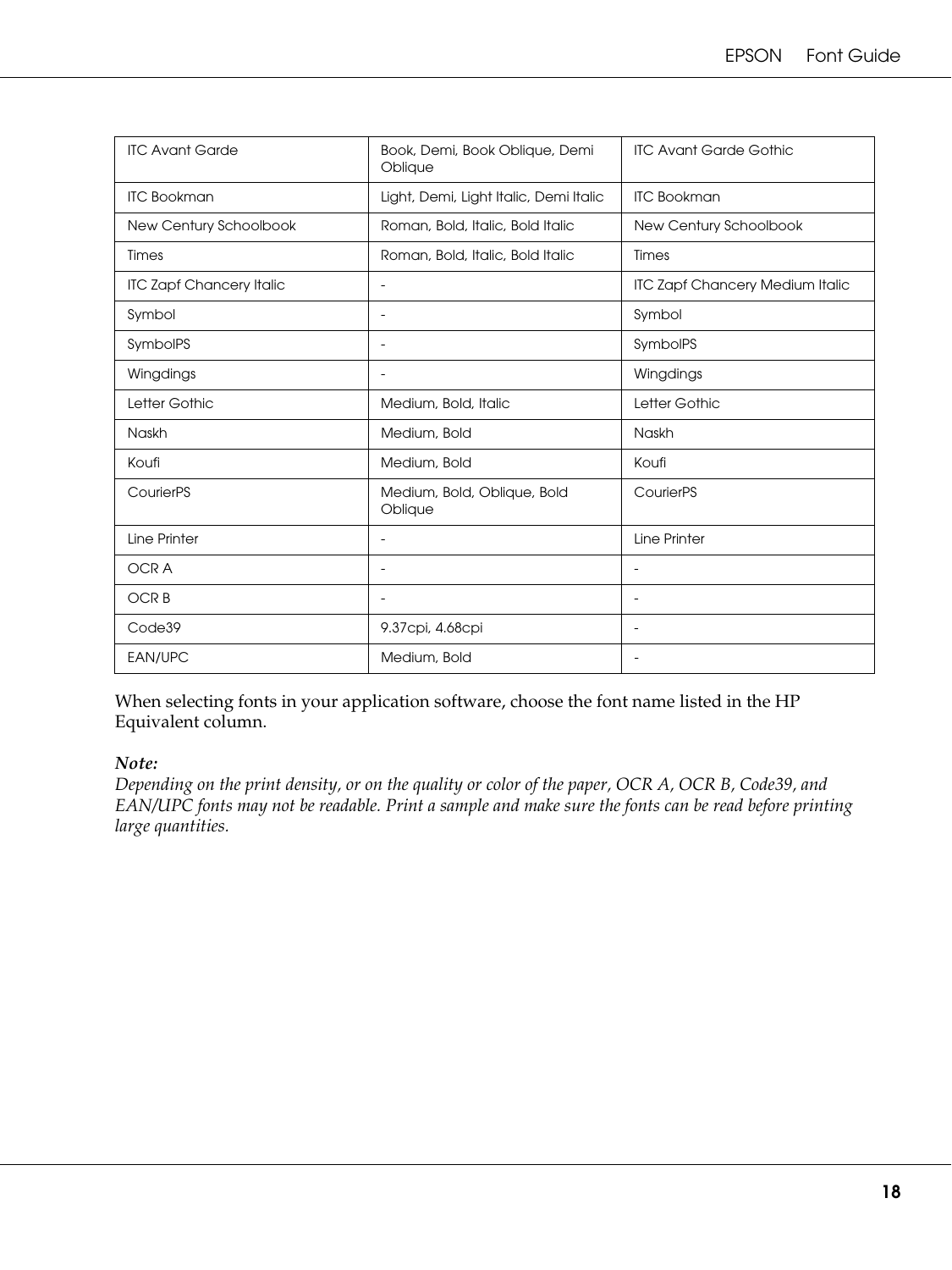| ITC Avant Garde | Book, Demi, Book Oblique, Demi Oblique | ITC Avant Garde Gothic |
|---|---|---|
| ITC Bookman | Light, Demi, Light Italic, Demi Italic | ITC Bookman |
| New Century Schoolbook | Roman, Bold, Italic, Bold Italic | New Century Schoolbook |
| Times | Roman, Bold, Italic, Bold Italic | Times |
| ITC Zapf Chancery Italic | - | ITC Zapf Chancery Medium Italic |
| Symbol | - | Symbol |
| SymbolPS | - | SymbolPS |
| Wingdings | - | Wingdings |
| Letter Gothic | Medium, Bold, Italic | Letter Gothic |
| Naskh | Medium, Bold | Naskh |
| Koufi | Medium, Bold | Koufi |
| CourierPS | Medium, Bold, Oblique, Bold Oblique | CourierPS |
| Line Printer | - | Line Printer |
| OCR A | - | - |
| OCR B | - | - |
| Code39 | 9.37cpi, 4.68cpi | - |
| EAN/UPC | Medium, Bold | - |

When selecting fonts in your application software, choose the font name listed in the HP Equivalent column.

*Note:*
*Depending on the print density, or on the quality or color of the paper, OCR A, OCR B, Code39, and EAN/UPC fonts may not be readable. Print a sample and make sure the fonts can be read before printing large quantities.*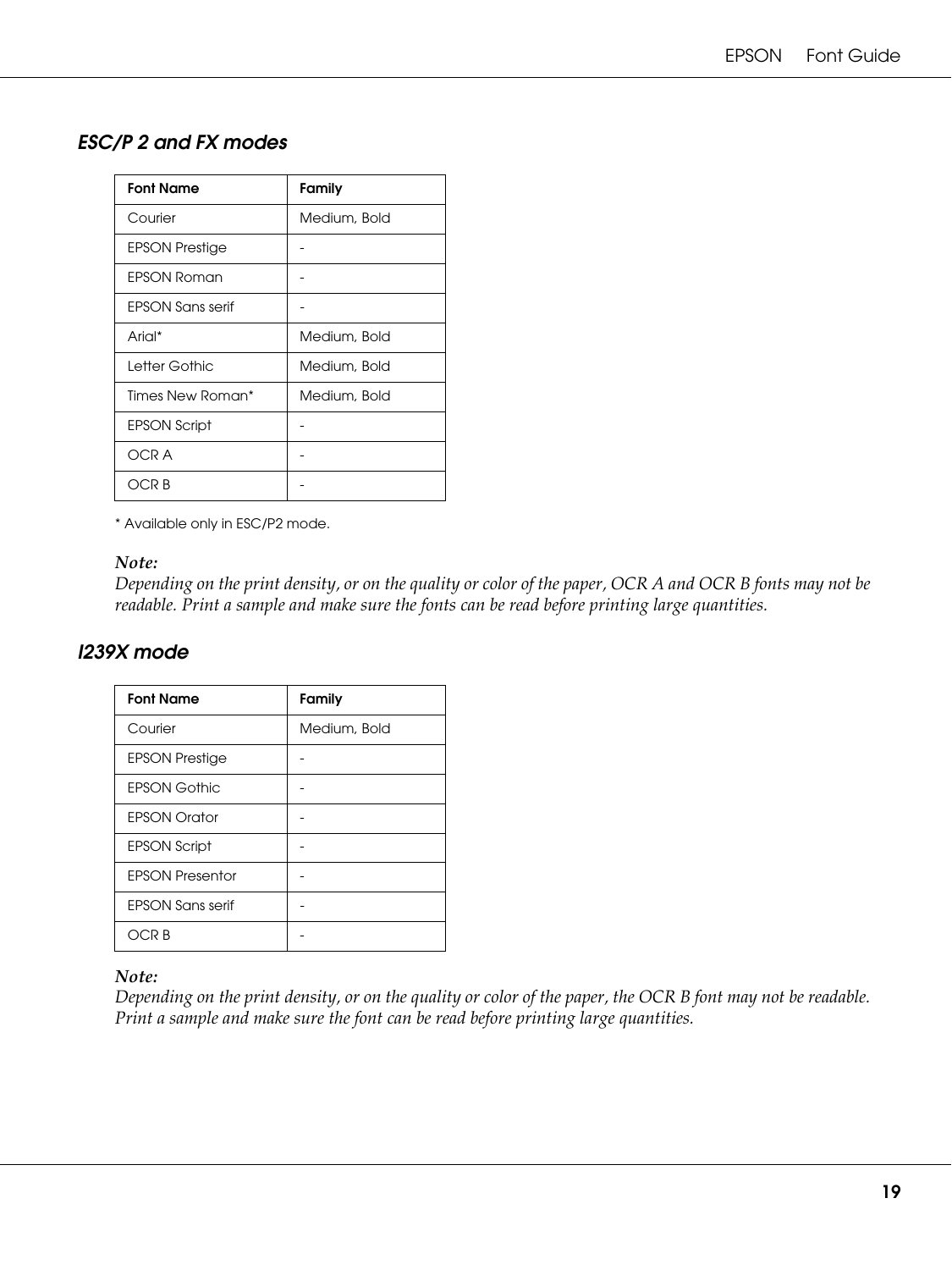## ESC/P 2 and FX modes

| Font Name | Family |
| --- | --- |
| Courier | Medium, Bold |
| EPSON Prestige | - |
| EPSON Roman | - |
| EPSON Sans serif | - |
| Arial* | Medium, Bold |
| Letter Gothic | Medium, Bold |
| Times New Roman* | Medium, Bold |
| EPSON Script | - |
| OCR A | - |
| OCR B | - |

* Available only in ESC/P2 mode.

*Note:*
*Depending on the print density, or on the quality or color of the paper, OCR A and OCR B fonts may not be readable. Print a sample and make sure the fonts can be read before printing large quantities.*

## I239X mode

| Font Name | Family |
| --- | --- |
| Courier | Medium, Bold |
| EPSON Prestige | - |
| EPSON Gothic | - |
| EPSON Orator | - |
| EPSON Script | - |
| EPSON Presentor | - |
| EPSON Sans serif | - |
| OCR B | - |

*Note:*
*Depending on the print density, or on the quality or color of the paper, the OCR B font may not be readable. Print a sample and make sure the font can be read before printing large quantities.*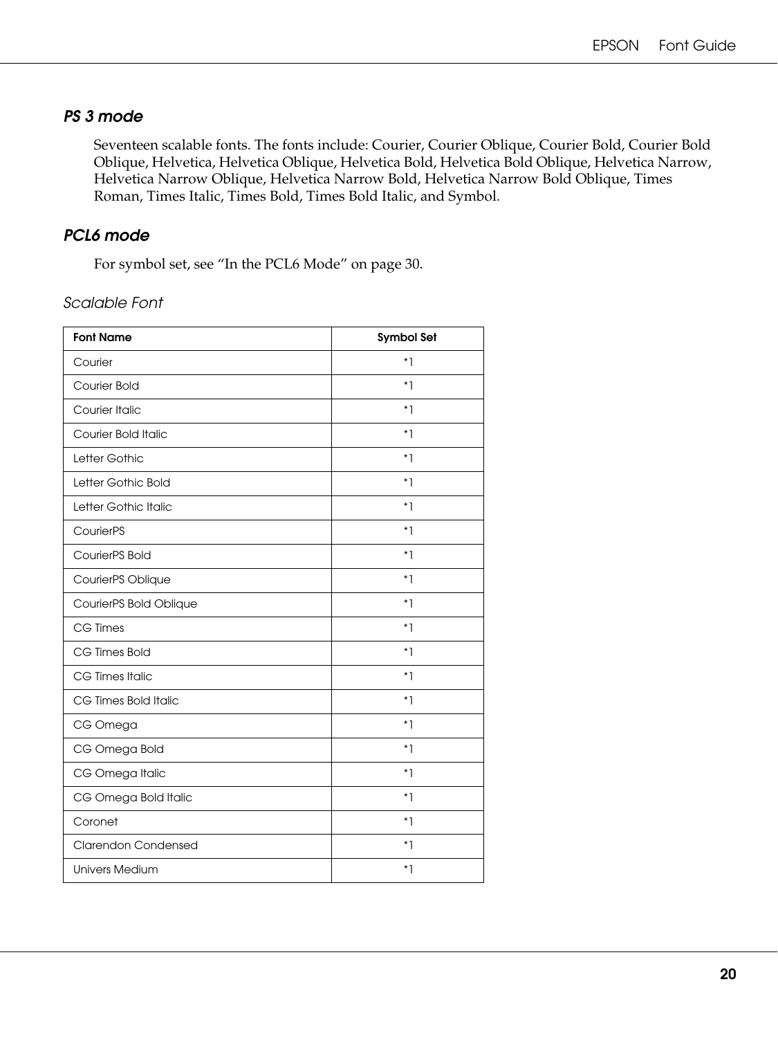### *PS 3 mode*

Seventeen scalable fonts. The fonts include: Courier, Courier Oblique, Courier Bold, Courier Bold Oblique, Helvetica, Helvetica Oblique, Helvetica Bold, Helvetica Bold Oblique, Helvetica Narrow, Helvetica Narrow Oblique, Helvetica Narrow Bold, Helvetica Narrow Bold Oblique, Times Roman, Times Italic, Times Bold, Times Bold Italic, and Symbol.

### *PCL6 mode*

For symbol set, see "In the PCL6 Mode" on page 30.

*Scalable Font*

| Font Name | Symbol Set |
|---|---|
| Courier | *1 |
| Courier Bold | *1 |
| Courier Italic | *1 |
| Courier Bold Italic | *1 |
| Letter Gothic | *1 |
| Letter Gothic Bold | *1 |
| Letter Gothic Italic | *1 |
| CourierPS | *1 |
| CourierPS Bold | *1 |
| CourierPS Oblique | *1 |
| CourierPS Bold Oblique | *1 |
| CG Times | *1 |
| CG Times Bold | *1 |
| CG Times Italic | *1 |
| CG Times Bold Italic | *1 |
| CG Omega | *1 |
| CG Omega Bold | *1 |
| CG Omega Italic | *1 |
| CG Omega Bold Italic | *1 |
| Coronet | *1 |
| Clarendon Condensed | *1 |
| Univers Medium | *1 |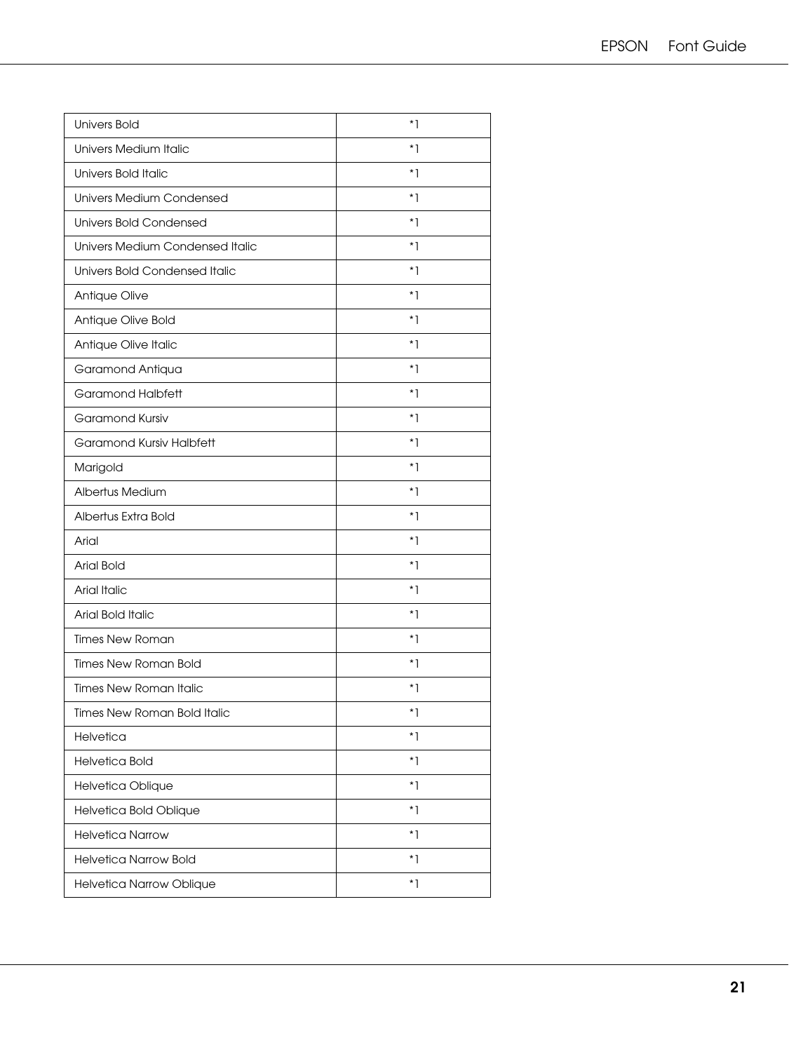| Univers Bold | *1 |
|---|---|
| Univers Medium Italic | *1 |
| Univers Bold Italic | *1 |
| Univers Medium Condensed | *1 |
| Univers Bold Condensed | *1 |
| Univers Medium Condensed Italic | *1 |
| Univers Bold Condensed Italic | *1 |
| Antique Olive | *1 |
| Antique Olive Bold | *1 |
| Antique Olive Italic | *1 |
| Garamond Antiqua | *1 |
| Garamond Halbfett | *1 |
| Garamond Kursiv | *1 |
| Garamond Kursiv Halbfett | *1 |
| Marigold | *1 |
| Albertus Medium | *1 |
| Albertus Extra Bold | *1 |
| Arial | *1 |
| Arial Bold | *1 |
| Arial Italic | *1 |
| Arial Bold Italic | *1 |
| Times New Roman | *1 |
| Times New Roman Bold | *1 |
| Times New Roman Italic | *1 |
| Times New Roman Bold Italic | *1 |
| Helvetica | *1 |
| Helvetica Bold | *1 |
| Helvetica Oblique | *1 |
| Helvetica Bold Oblique | *1 |
| Helvetica Narrow | *1 |
| Helvetica Narrow Bold | *1 |
| Helvetica Narrow Oblique | *1 |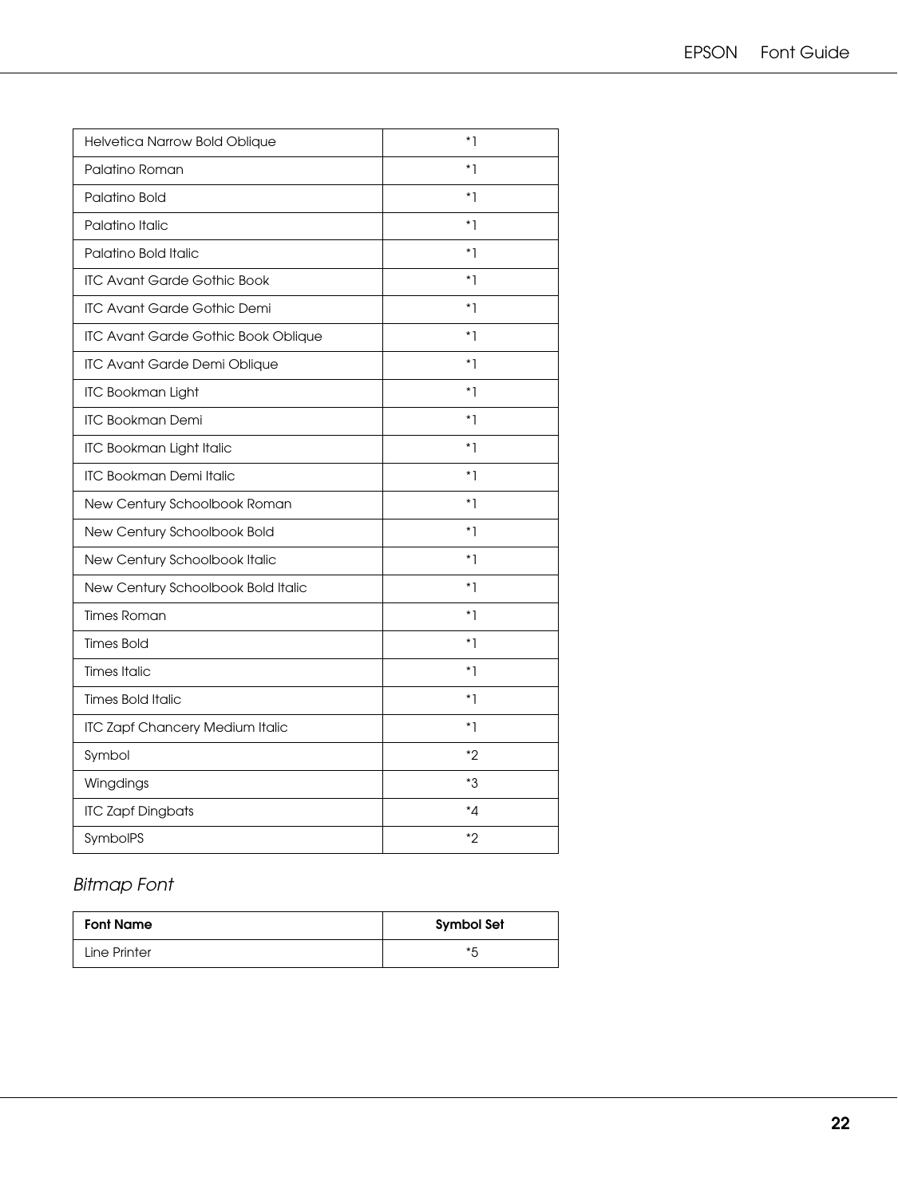| | |
|---|---|
| Helvetica Narrow Bold Oblique | *1 |
| Palatino Roman | *1 |
| Palatino Bold | *1 |
| Palatino Italic | *1 |
| Palatino Bold Italic | *1 |
| ITC Avant Garde Gothic Book | *1 |
| ITC Avant Garde Gothic Demi | *1 |
| ITC Avant Garde Gothic Book Oblique | *1 |
| ITC Avant Garde Demi Oblique | *1 |
| ITC Bookman Light | *1 |
| ITC Bookman Demi | *1 |
| ITC Bookman Light Italic | *1 |
| ITC Bookman Demi Italic | *1 |
| New Century Schoolbook Roman | *1 |
| New Century Schoolbook Bold | *1 |
| New Century Schoolbook Italic | *1 |
| New Century Schoolbook Bold Italic | *1 |
| Times Roman | *1 |
| Times Bold | *1 |
| Times Italic | *1 |
| Times Bold Italic | *1 |
| ITC Zapf Chancery Medium Italic | *1 |
| Symbol | *2 |
| Wingdings | *3 |
| ITC Zapf Dingbats | *4 |
| SymbolPS | *2 |

### *Bitmap Font*

| Font Name | Symbol Set |
|---|---|
| Line Printer | *5 |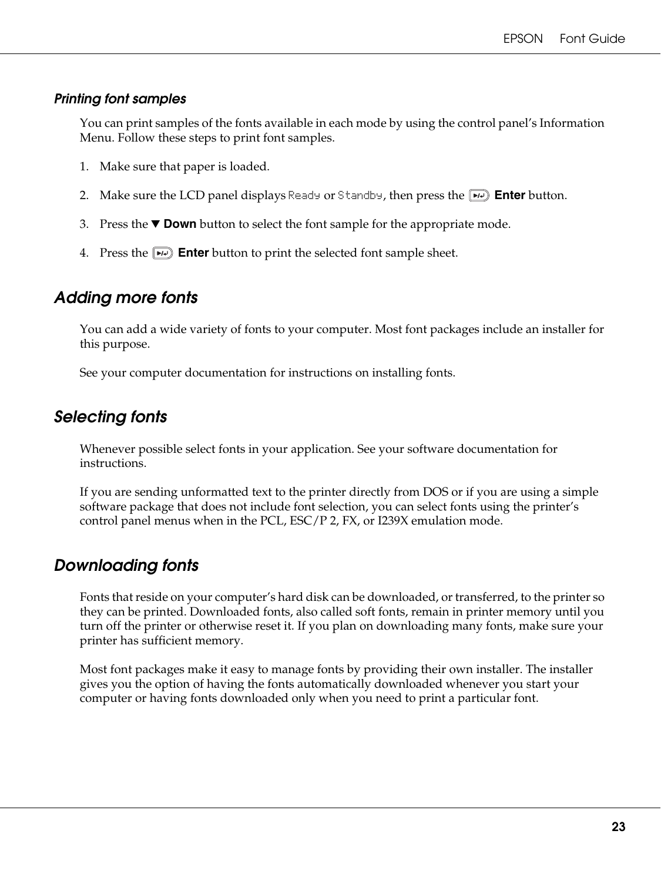### *Printing font samples*

You can print samples of the fonts available in each mode by using the control panel's Information Menu. Follow these steps to print font samples.

1. Make sure that paper is loaded.
2. Make sure the LCD panel displays `Ready` or `Standby`, then press the **Enter** button.
3. Press the ▼ **Down** button to select the font sample for the appropriate mode.
4. Press the **Enter** button to print the selected font sample sheet.

## *Adding more fonts*

You can add a wide variety of fonts to your computer. Most font packages include an installer for this purpose.

See your computer documentation for instructions on installing fonts.

## *Selecting fonts*

Whenever possible select fonts in your application. See your software documentation for instructions.

If you are sending unformatted text to the printer directly from DOS or if you are using a simple software package that does not include font selection, you can select fonts using the printer's control panel menus when in the PCL, ESC/P 2, FX, or I239X emulation mode.

## *Downloading fonts*

Fonts that reside on your computer's hard disk can be downloaded, or transferred, to the printer so they can be printed. Downloaded fonts, also called soft fonts, remain in printer memory until you turn off the printer or otherwise reset it. If you plan on downloading many fonts, make sure your printer has sufficient memory.

Most font packages make it easy to manage fonts by providing their own installer. The installer gives you the option of having the fonts automatically downloaded whenever you start your computer or having fonts downloaded only when you need to print a particular font.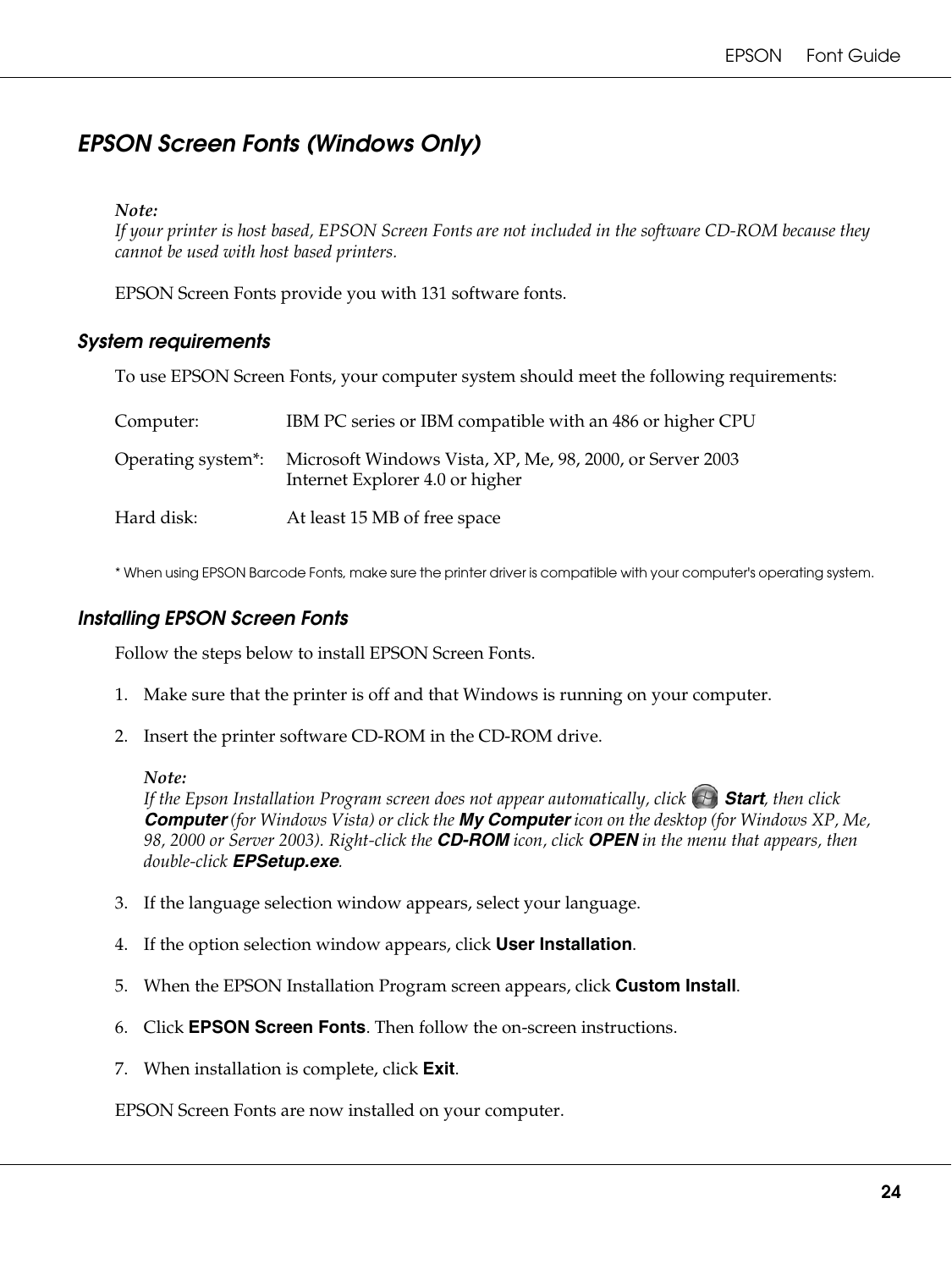## EPSON Screen Fonts (Windows Only)

*Note:*
*If your printer is host based, EPSON Screen Fonts are not included in the software CD-ROM because they cannot be used with host based printers.*

EPSON Screen Fonts provide you with 131 software fonts.

### System requirements

To use EPSON Screen Fonts, your computer system should meet the following requirements:

| | |
|---|---|
| Computer: | IBM PC series or IBM compatible with an 486 or higher CPU |
| Operating system*: | Microsoft Windows Vista, XP, Me, 98, 2000, or Server 2003<br>Internet Explorer 4.0 or higher |
| Hard disk: | At least 15 MB of free space |

\* When using EPSON Barcode Fonts, make sure the printer driver is compatible with your computer's operating system.

### Installing EPSON Screen Fonts

Follow the steps below to install EPSON Screen Fonts.

1. Make sure that the printer is off and that Windows is running on your computer.

2. Insert the printer software CD-ROM in the CD-ROM drive.

   *Note:*
   *If the Epson Installation Program screen does not appear automatically, click* ***Start****, then click* ***Computer*** *(for Windows Vista) or click the* ***My Computer*** *icon on the desktop (for Windows XP, Me, 98, 2000 or Server 2003). Right-click the* ***CD-ROM*** *icon, click* ***OPEN*** *in the menu that appears, then double-click* ***EPSetup.exe****.*

3. If the language selection window appears, select your language.

4. If the option selection window appears, click **User Installation**.

5. When the EPSON Installation Program screen appears, click **Custom Install**.

6. Click **EPSON Screen Fonts**. Then follow the on-screen instructions.

7. When installation is complete, click **Exit**.

EPSON Screen Fonts are now installed on your computer.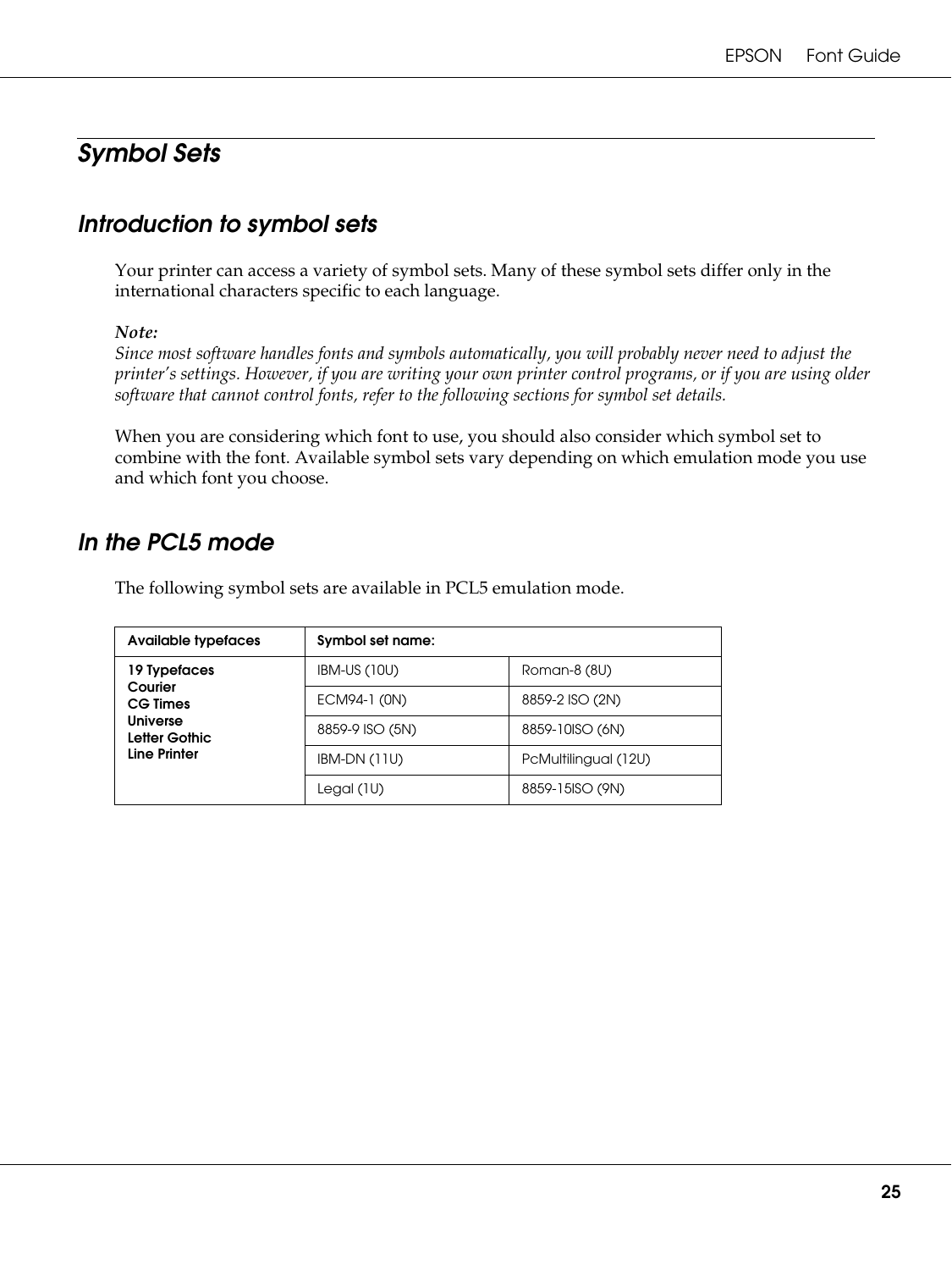# Symbol Sets

## Introduction to symbol sets

Your printer can access a variety of symbol sets. Many of these symbol sets differ only in the international characters specific to each language.

*Note:*
*Since most software handles fonts and symbols automatically, you will probably never need to adjust the printer's settings. However, if you are writing your own printer control programs, or if you are using older software that cannot control fonts, refer to the following sections for symbol set details.*

When you are considering which font to use, you should also consider which symbol set to combine with the font. Available symbol sets vary depending on which emulation mode you use and which font you choose.

## In the PCL5 mode

The following symbol sets are available in PCL5 emulation mode.

| Available typefaces | Symbol set name: | |
|---|---|---|
| **19 Typefaces Courier CG Times Universe Letter Gothic Line Printer** | IBM-US (10U) | Roman-8 (8U) |
| | ECM94-1 (0N) | 8859-2 ISO (2N) |
| | 8859-9 ISO (5N) | 8859-10ISO (6N) |
| | IBM-DN (11U) | PcMultilingual (12U) |
| | Legal (1U) | 8859-15ISO (9N) |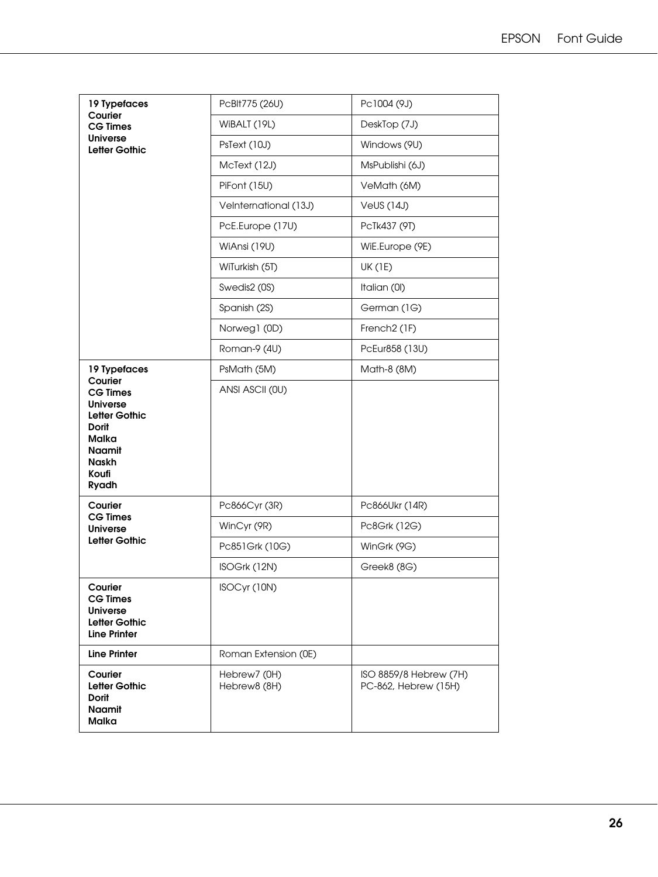| | | |
|---|---|---|
| **19 Typefaces**<br>**Courier**<br>**CG Times**<br>**Universe**<br>**Letter Gothic** | PcBlt775 (26U) | Pc1004 (9J) |
| | WiBALT (19L) | DeskTop (7J) |
| | PsText (10J) | Windows (9U) |
| | McText (12J) | MsPublishi (6J) |
| | PiFont (15U) | VeMath (6M) |
| | VeInternational (13J) | VeUS (14J) |
| | PcE.Europe (17U) | PcTk437 (9T) |
| | WiAnsi (19U) | WiE.Europe (9E) |
| | WiTurkish (5T) | UK (1E) |
| | Swedis2 (0S) | Italian (0I) |
| | Spanish (2S) | German (1G) |
| | Norweg1 (0D) | French2 (1F) |
| | Roman-9 (4U) | PcEur858 (13U) |
| **19 Typefaces**<br>**Courier**<br>**CG Times**<br>**Universe**<br>**Letter Gothic**<br>**Dorit**<br>**Malka**<br>**Naamit**<br>**Naskh**<br>**Koufi**<br>**Ryadh** | PsMath (5M) | Math-8 (8M) |
| | ANSI ASCII (0U) | |
| **Courier**<br>**CG Times**<br>**Universe**<br>**Letter Gothic** | Pc866Cyr (3R) | Pc866Ukr (14R) |
| | WinCyr (9R) | Pc8Grk (12G) |
| | Pc851Grk (10G) | WinGrk (9G) |
| | ISOGrk (12N) | Greek8 (8G) |
| **Courier**<br>**CG Times**<br>**Universe**<br>**Letter Gothic**<br>**Line Printer** | ISOCyr (10N) | |
| **Line Printer** | Roman Extension (0E) | |
| **Courier**<br>**Letter Gothic**<br>**Dorit**<br>**Naamit**<br>**Malka** | Hebrew7 (0H)<br>Hebrew8 (8H) | ISO 8859/8 Hebrew (7H)<br>PC-862, Hebrew (15H) |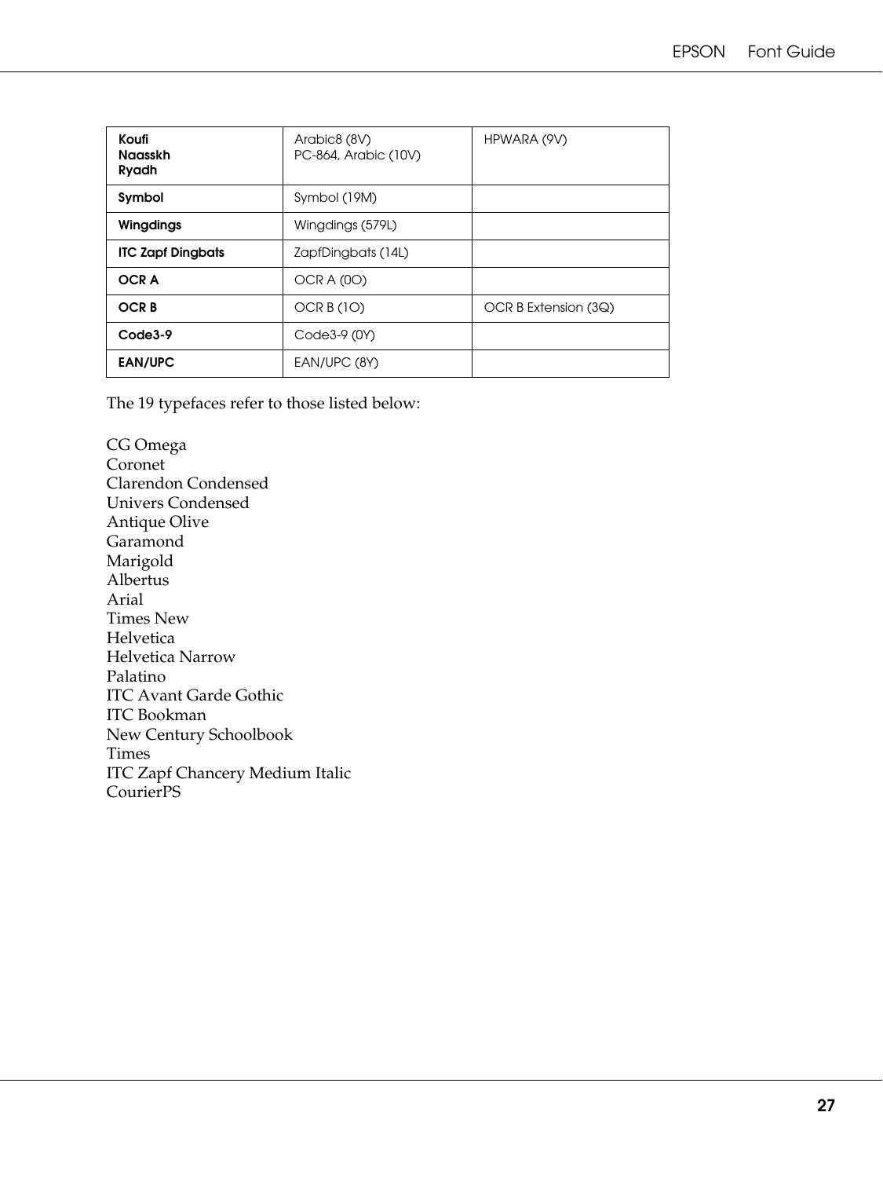| | | |
|---|---|---|
| **Koufi**<br>**Naasskh**<br>**Ryadh** | Arabic8 (8V)<br>PC-864, Arabic (10V) | HPWARA (9V) |
| **Symbol** | Symbol (19M) | |
| **Wingdings** | Wingdings (579L) | |
| **ITC Zapf Dingbats** | ZapfDingbats (14L) | |
| **OCR A** | OCR A (0O) | |
| **OCR B** | OCR B (1O) | OCR B Extension (3Q) |
| **Code3-9** | Code3-9 (0Y) | |
| **EAN/UPC** | EAN/UPC (8Y) | |

The 19 typefaces refer to those listed below:

CG Omega
Coronet
Clarendon Condensed
Univers Condensed
Antique Olive
Garamond
Marigold
Albertus
Arial
Times New
Helvetica
Helvetica Narrow
Palatino
ITC Avant Garde Gothic
ITC Bookman
New Century Schoolbook
Times
ITC Zapf Chancery Medium Italic
CourierPS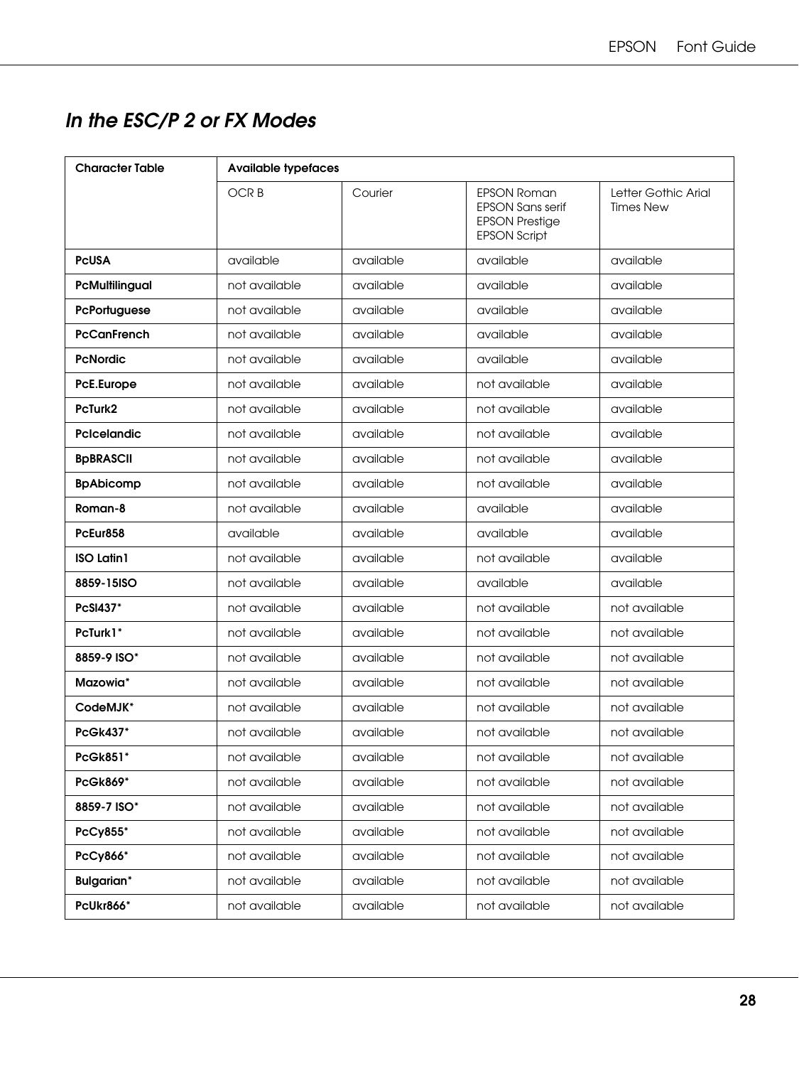## In the ESC/P 2 or FX Modes

| Character Table | Available typefaces | | | |
|---|---|---|---|---|
| | OCR B | Courier | EPSON Roman EPSON Sans serif EPSON Prestige EPSON Script | Letter Gothic Arial Times New |
| **PcUSA** | available | available | available | available |
| **PcMultilingual** | not available | available | available | available |
| **PcPortuguese** | not available | available | available | available |
| **PcCanFrench** | not available | available | available | available |
| **PcNordic** | not available | available | available | available |
| **PcE.Europe** | not available | available | not available | available |
| **PcTurk2** | not available | available | not available | available |
| **PcIcelandic** | not available | available | not available | available |
| **BpBRASCII** | not available | available | not available | available |
| **BpAbicomp** | not available | available | not available | available |
| **Roman-8** | not available | available | available | available |
| **PcEur858** | available | available | available | available |
| **ISO Latin1** | not available | available | not available | available |
| **8859-15ISO** | not available | available | available | available |
| **PcSl437*** | not available | available | not available | not available |
| **PcTurk1*** | not available | available | not available | not available |
| **8859-9 ISO*** | not available | available | not available | not available |
| **Mazowia*** | not available | available | not available | not available |
| **CodeMJK*** | not available | available | not available | not available |
| **PcGk437*** | not available | available | not available | not available |
| **PcGk851*** | not available | available | not available | not available |
| **PcGk869*** | not available | available | not available | not available |
| **8859-7 ISO*** | not available | available | not available | not available |
| **PcCy855*** | not available | available | not available | not available |
| **PcCy866*** | not available | available | not available | not available |
| **Bulgarian*** | not available | available | not available | not available |
| **PcUkr866*** | not available | available | not available | not available |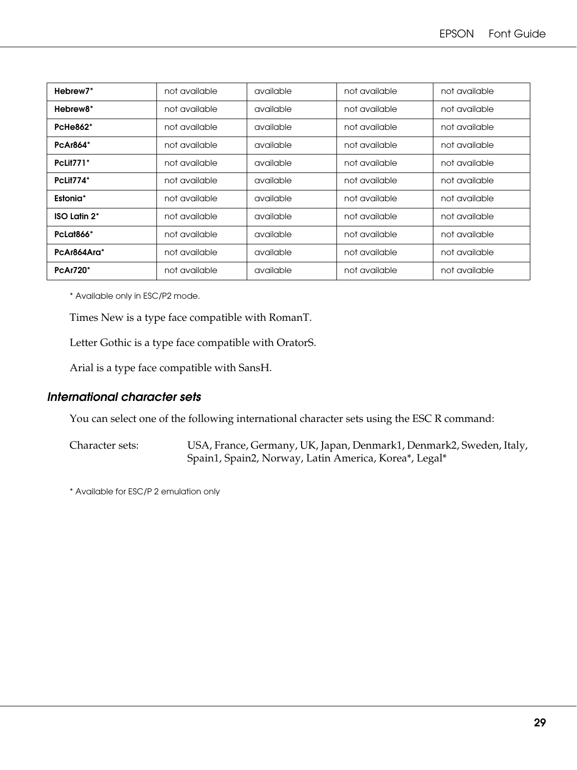| | | | | |
|---|---|---|---|---|
| **Hebrew7*** | not available | available | not available | not available |
| **Hebrew8*** | not available | available | not available | not available |
| **PcHe862*** | not available | available | not available | not available |
| **PcAr864*** | not available | available | not available | not available |
| **PcLit771*** | not available | available | not available | not available |
| **PcLit774*** | not available | available | not available | not available |
| **Estonia*** | not available | available | not available | not available |
| **ISO Latin 2*** | not available | available | not available | not available |
| **PcLat866*** | not available | available | not available | not available |
| **PcAr864Ara*** | not available | available | not available | not available |
| **PcAr720*** | not available | available | not available | not available |

* Available only in ESC/P2 mode.

Times New is a type face compatible with RomanT.

Letter Gothic is a type face compatible with OratorS.

Arial is a type face compatible with SansH.

### *International character sets*

You can select one of the following international character sets using the ESC R command:

Character sets: USA, France, Germany, UK, Japan, Denmark1, Denmark2, Sweden, Italy, Spain1, Spain2, Norway, Latin America, Korea*, Legal*

* Available for ESC/P 2 emulation only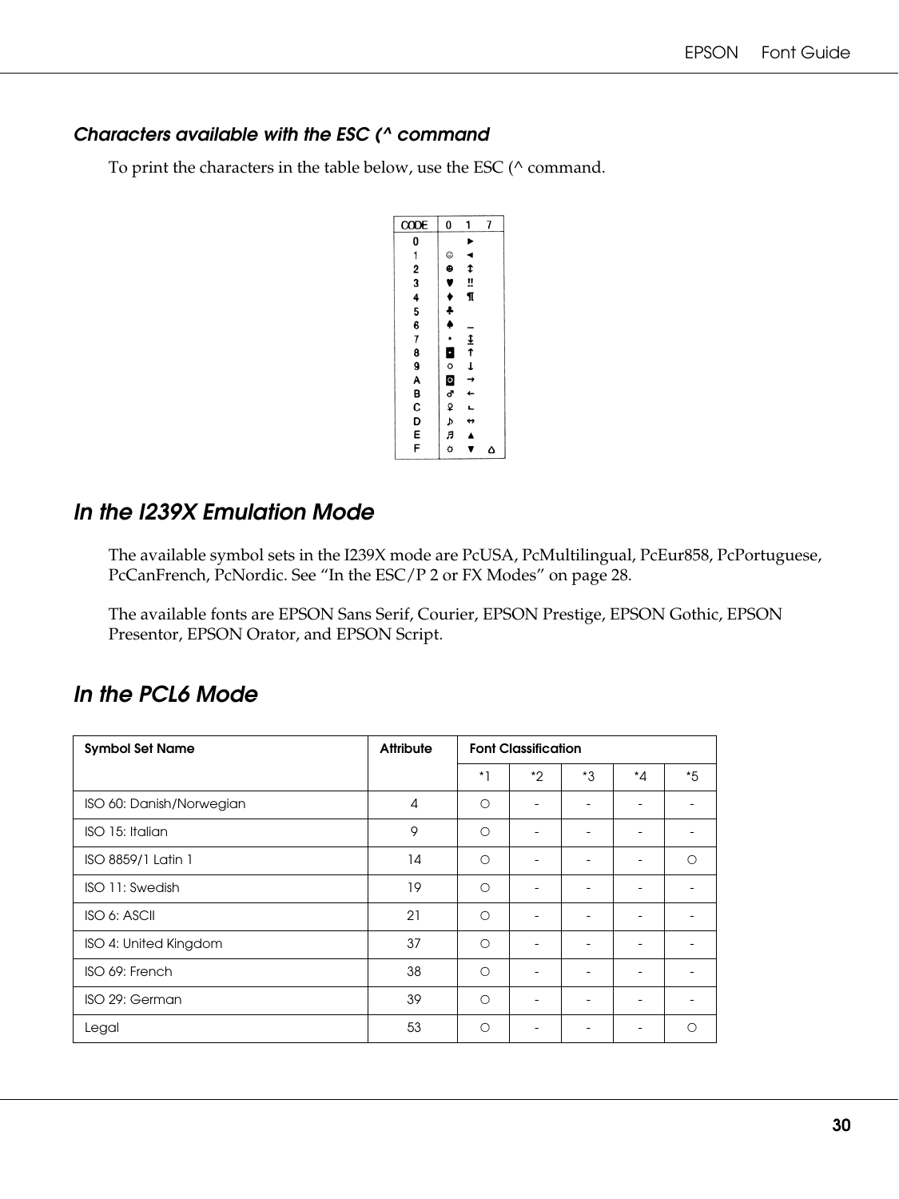### Characters available with the ESC (^ command

To print the characters in the table below, use the ESC (^ command.

| CODE | 0 | 1 | 7 |
|---|---|---|---|
| 0 | | ► | |
| 1 | ☺ | ◄ | |
| 2 | ☻ | ↕ | |
| 3 | ♥ | ‼ | |
| 4 | ♦ | ¶ | |
| 5 | ♣ | | |
| 6 | ♠ | ▬ | |
| 7 | • | ↨ | |
| 8 | ◘ | ↑ | |
| 9 | ○ | ↓ | |
| A | ◙ | → | |
| B | ♂ | ← | |
| C | ♀ | ∟ | |
| D | ♪ | ↔ | |
| E | ♫ | ▲ | |
| F | ☼ | ▼ | ⌂ |

## In the I239X Emulation Mode

The available symbol sets in the I239X mode are PcUSA, PcMultilingual, PcEur858, PcPortuguese, PcCanFrench, PcNordic. See "In the ESC/P 2 or FX Modes" on page 28.

The available fonts are EPSON Sans Serif, Courier, EPSON Prestige, EPSON Gothic, EPSON Presentor, EPSON Orator, and EPSON Script.

## In the PCL6 Mode

| Symbol Set Name | Attribute | Font Classification | | | | |
|---|---|---|---|---|---|---|
| | | *1 | *2 | *3 | *4 | *5 |
| ISO 60: Danish/Norwegian | 4 | ○ | - | - | - | - |
| ISO 15: Italian | 9 | ○ | - | - | - | - |
| ISO 8859/1 Latin 1 | 14 | ○ | - | - | - | ○ |
| ISO 11: Swedish | 19 | ○ | - | - | - | - |
| ISO 6: ASCII | 21 | ○ | - | - | - | - |
| ISO 4: United Kingdom | 37 | ○ | - | - | - | - |
| ISO 69: French | 38 | ○ | - | - | - | - |
| ISO 29: German | 39 | ○ | - | - | - | - |
| Legal | 53 | ○ | - | - | - | ○ |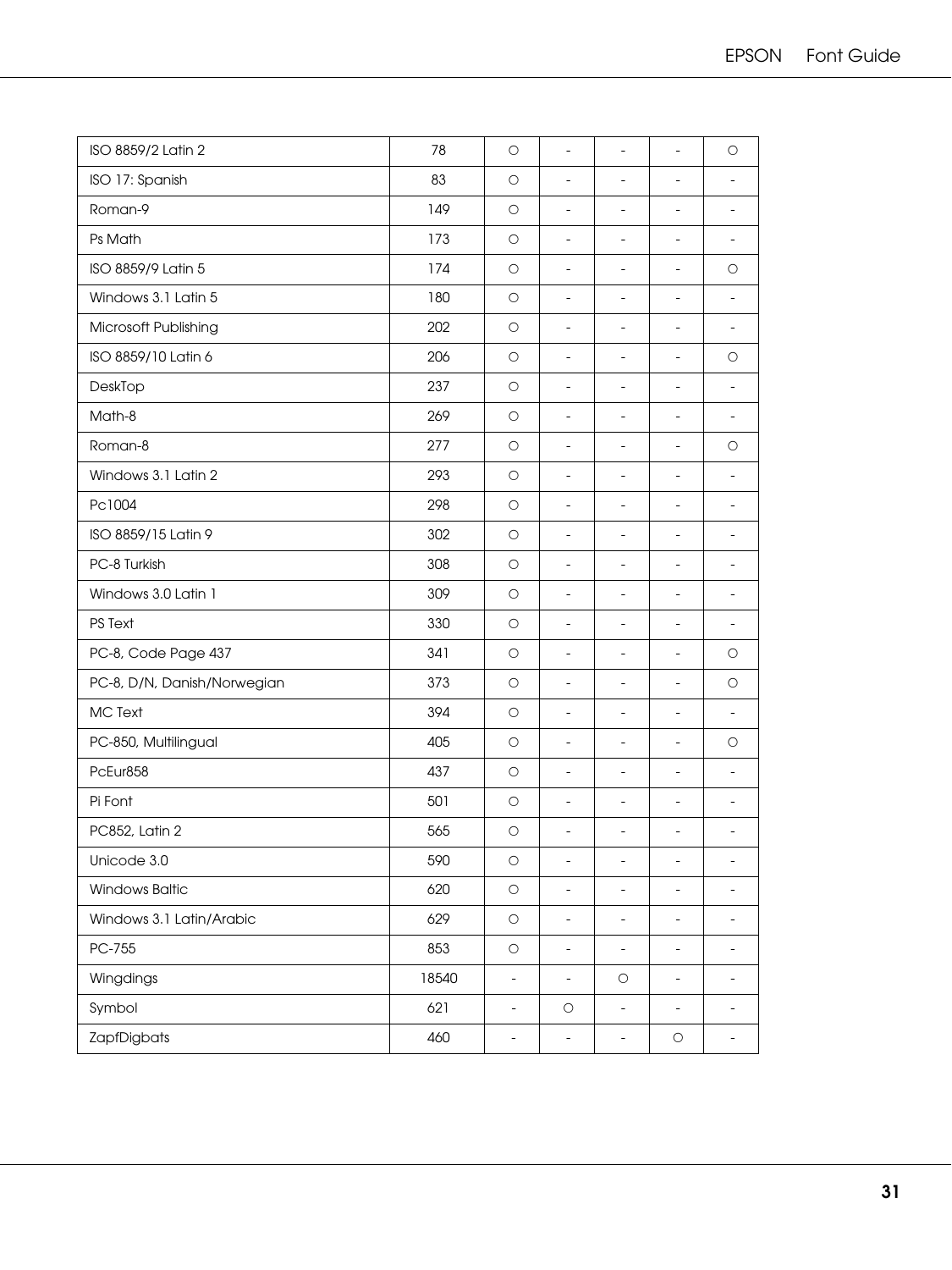| | | | | | | |
|---|---|---|---|---|---|---|
| ISO 8859/2 Latin 2 | 78 | ○ | - | - | - | ○ |
| ISO 17: Spanish | 83 | ○ | - | - | - | - |
| Roman-9 | 149 | ○ | - | - | - | - |
| Ps Math | 173 | ○ | - | - | - | - |
| ISO 8859/9 Latin 5 | 174 | ○ | - | - | - | ○ |
| Windows 3.1 Latin 5 | 180 | ○ | - | - | - | - |
| Microsoft Publishing | 202 | ○ | - | - | - | - |
| ISO 8859/10 Latin 6 | 206 | ○ | - | - | - | ○ |
| DeskTop | 237 | ○ | - | - | - | - |
| Math-8 | 269 | ○ | - | - | - | - |
| Roman-8 | 277 | ○ | - | - | - | ○ |
| Windows 3.1 Latin 2 | 293 | ○ | - | - | - | - |
| Pc1004 | 298 | ○ | - | - | - | - |
| ISO 8859/15 Latin 9 | 302 | ○ | - | - | - | - |
| PC-8 Turkish | 308 | ○ | - | - | - | - |
| Windows 3.0 Latin 1 | 309 | ○ | - | - | - | - |
| PS Text | 330 | ○ | - | - | - | - |
| PC-8, Code Page 437 | 341 | ○ | - | - | - | ○ |
| PC-8, D/N, Danish/Norwegian | 373 | ○ | - | - | - | ○ |
| MC Text | 394 | ○ | - | - | - | - |
| PC-850, Multilingual | 405 | ○ | - | - | - | ○ |
| PcEur858 | 437 | ○ | - | - | - | - |
| Pi Font | 501 | ○ | - | - | - | - |
| PC852, Latin 2 | 565 | ○ | - | - | - | - |
| Unicode 3.0 | 590 | ○ | - | - | - | - |
| Windows Baltic | 620 | ○ | - | - | - | - |
| Windows 3.1 Latin/Arabic | 629 | ○ | - | - | - | - |
| PC-755 | 853 | ○ | - | - | - | - |
| Wingdings | 18540 | - | - | ○ | - | - |
| Symbol | 621 | - | ○ | - | - | - |
| ZapfDigbats | 460 | - | - | - | ○ | - |